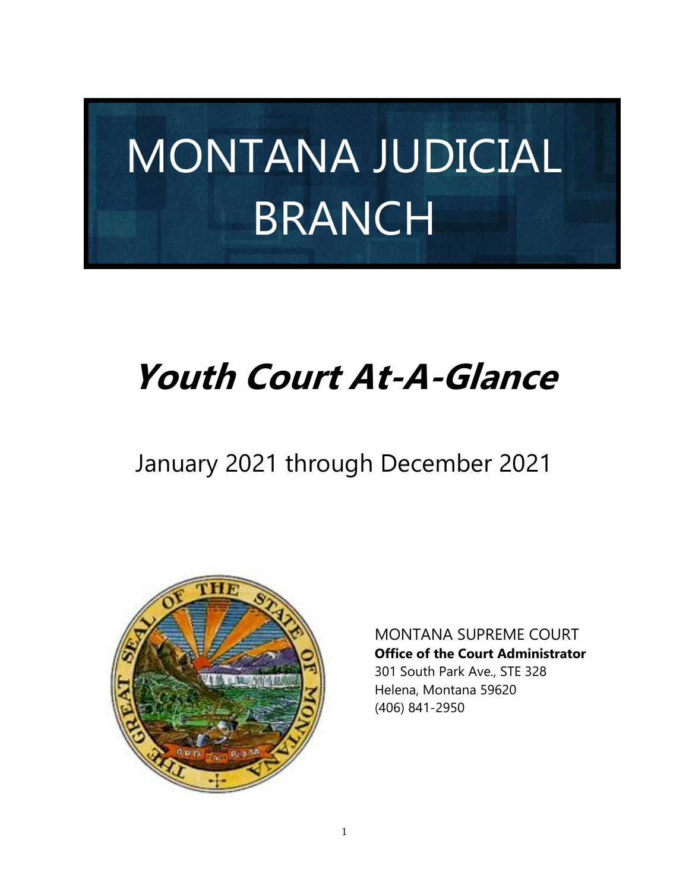# MONTANA JUDICIAL BRANCH

# *Youth Court At-A-Glance*

## January 2021 through December 2021

MONTANA SUPREME COURT
**Office of the Court Administrator**
301 South Park Ave., STE 328
Helena, Montana 59620
(406) 841-2950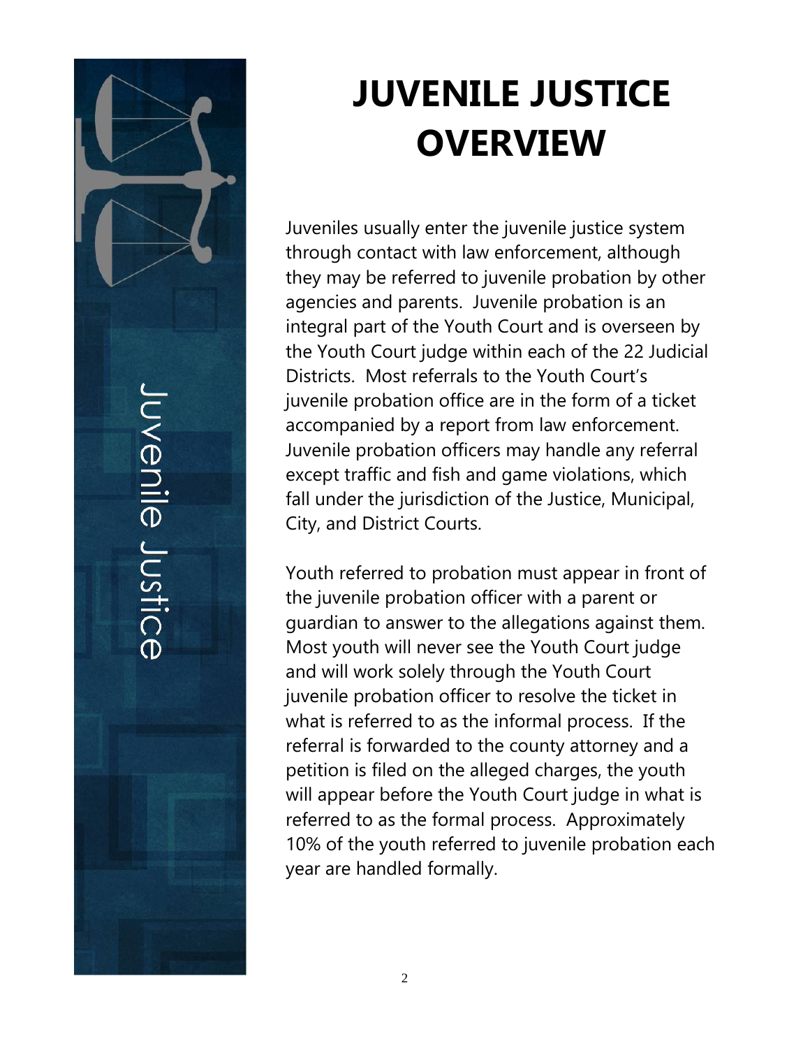# JUVENILE JUSTICE OVERVIEW

Juveniles usually enter the juvenile justice system through contact with law enforcement, although they may be referred to juvenile probation by other agencies and parents. Juvenile probation is an integral part of the Youth Court and is overseen by the Youth Court judge within each of the 22 Judicial Districts. Most referrals to the Youth Court's juvenile probation office are in the form of a ticket accompanied by a report from law enforcement. Juvenile probation officers may handle any referral except traffic and fish and game violations, which fall under the jurisdiction of the Justice, Municipal, City, and District Courts.

Youth referred to probation must appear in front of the juvenile probation officer with a parent or guardian to answer to the allegations against them. Most youth will never see the Youth Court judge and will work solely through the Youth Court juvenile probation officer to resolve the ticket in what is referred to as the informal process. If the referral is forwarded to the county attorney and a petition is filed on the alleged charges, the youth will appear before the Youth Court judge in what is referred to as the formal process. Approximately 10% of the youth referred to juvenile probation each year are handled formally.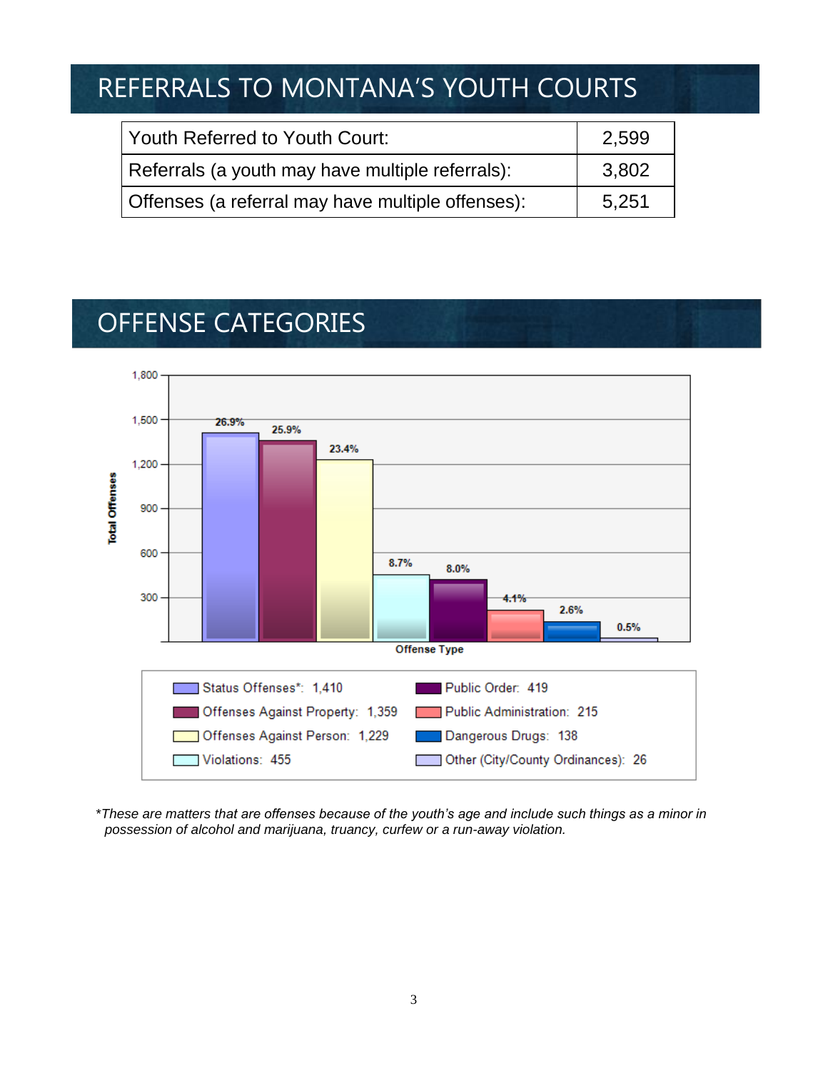## REFERRALS TO MONTANA'S YOUTH COURTS

| | |
|---|---|
| Youth Referred to Youth Court: | 2,599 |
| Referrals (a youth may have multiple referrals): | 3,802 |
| Offenses (a referral may have multiple offenses): | 5,251 |

## OFFENSE CATEGORIES

| Offense Type | Total Offenses | Percent |
|---|---|---|
| Status Offenses* | 1,410 | 26.9% |
| Offenses Against Property | 1,359 | 25.9% |
| Offenses Against Person | 1,229 | 23.4% |
| Violations | 455 | 8.7% |
| Public Order | 419 | 8.0% |
| Public Administration | 215 | 4.1% |
| Dangerous Drugs | 138 | 2.6% |
| Other (City/County Ordinances) | 26 | 0.5% |

*These are matters that are offenses because of the youth's age and include such things as a minor in possession of alcohol and marijuana, truancy, curfew or a run-away violation.*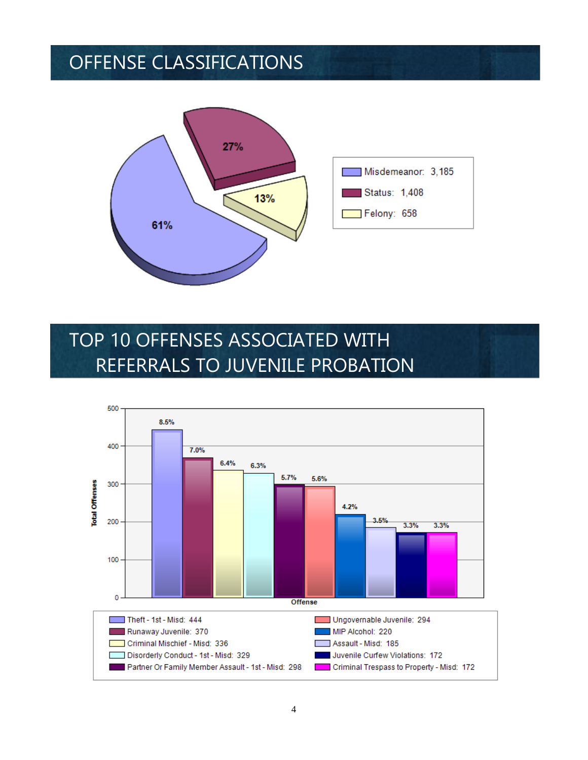# OFFENSE CLASSIFICATIONS

| Classification | Count | Percent |
|---|---|---|
| Misdemeanor | 3,185 | 61% |
| Status | 1,408 | 27% |
| Felony | 658 | 13% |

# TOP 10 OFFENSES ASSOCIATED WITH REFERRALS TO JUVENILE PROBATION

| Offense | Total Offenses | Percent |
|---|---|---|
| Theft - 1st - Misd | 444 | 8.5% |
| Runaway Juvenile | 370 | 7.0% |
| Criminal Mischief - Misd | 336 | 6.4% |
| Disorderly Conduct - 1st - Misd | 329 | 6.3% |
| Partner Or Family Member Assault - 1st - Misd | 298 | 5.7% |
| Ungovernable Juvenile | 294 | 5.6% |
| MIP Alcohol | 220 | 4.2% |
| Assault - Misd | 185 | 3.5% |
| Juvenile Curfew Violations | 172 | 3.3% |
| Criminal Trespass to Property - Misd | 172 | 3.3% |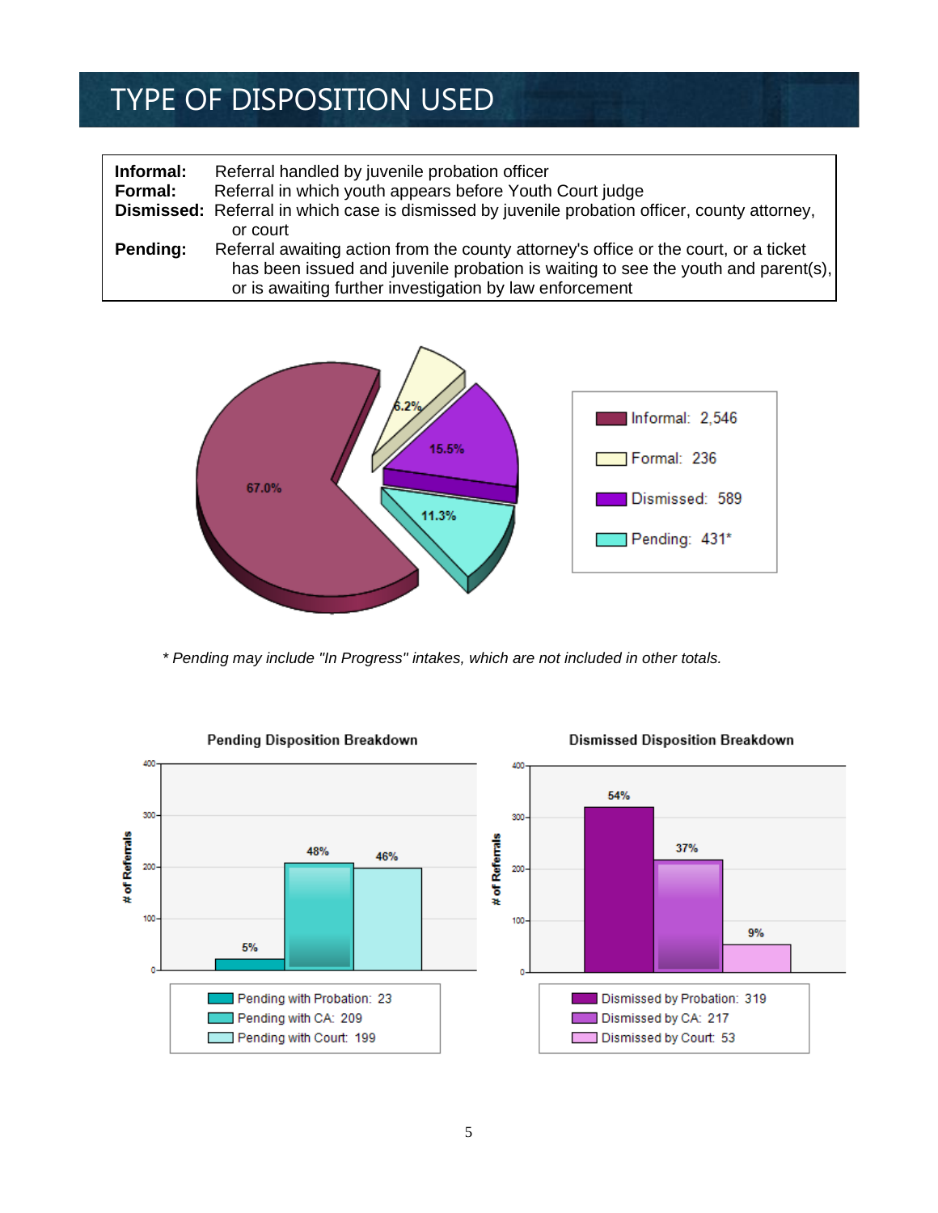# TYPE OF DISPOSITION USED

| | |
|---|---|
| **Informal:** | Referral handled by juvenile probation officer |
| **Formal:** | Referral in which youth appears before Youth Court judge |
| **Dismissed:** | Referral in which case is dismissed by juvenile probation officer, county attorney, or court |
| **Pending:** | Referral awaiting action from the county attorney's office or the court, or a ticket has been issued and juvenile probation is waiting to see the youth and parent(s), or is awaiting further investigation by law enforcement |

| Type | Count | Percent |
|---|---|---|
| Informal | 2,546 | 67.0% |
| Formal | 236 | 6.2% |
| Dismissed | 589 | 15.5% |
| Pending | 431* | 11.3% |

*\* Pending may include "In Progress" intakes, which are not included in other totals.*

**Pending Disposition Breakdown**

| Category | # of Referrals | Percent |
|---|---|---|
| Pending with Probation | 23 | 5% |
| Pending with CA | 209 | 48% |
| Pending with Court | 199 | 46% |

**Dismissed Disposition Breakdown**

| Category | # of Referrals | Percent |
|---|---|---|
| Dismissed by Probation | 319 | 54% |
| Dismissed by CA | 217 | 37% |
| Dismissed by Court | 53 | 9% |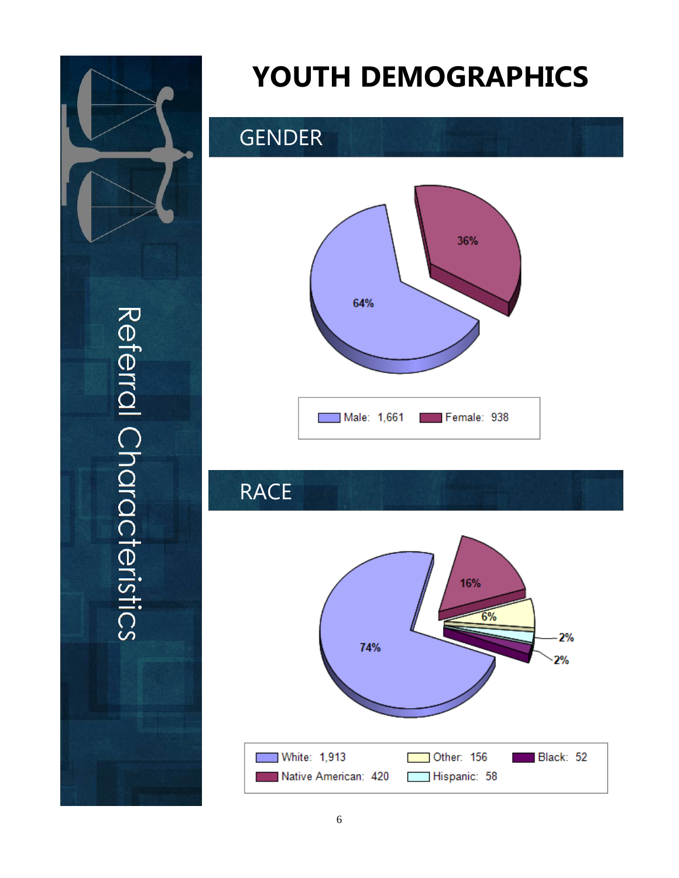# YOUTH DEMOGRAPHICS

Referral Characteristics

## GENDER

64%

36%

Male: 1,661 Female: 938

## RACE

74%

16%

6%

2%

2%

White: 1,913 Other: 156 Black: 52

Native American: 420 Hispanic: 58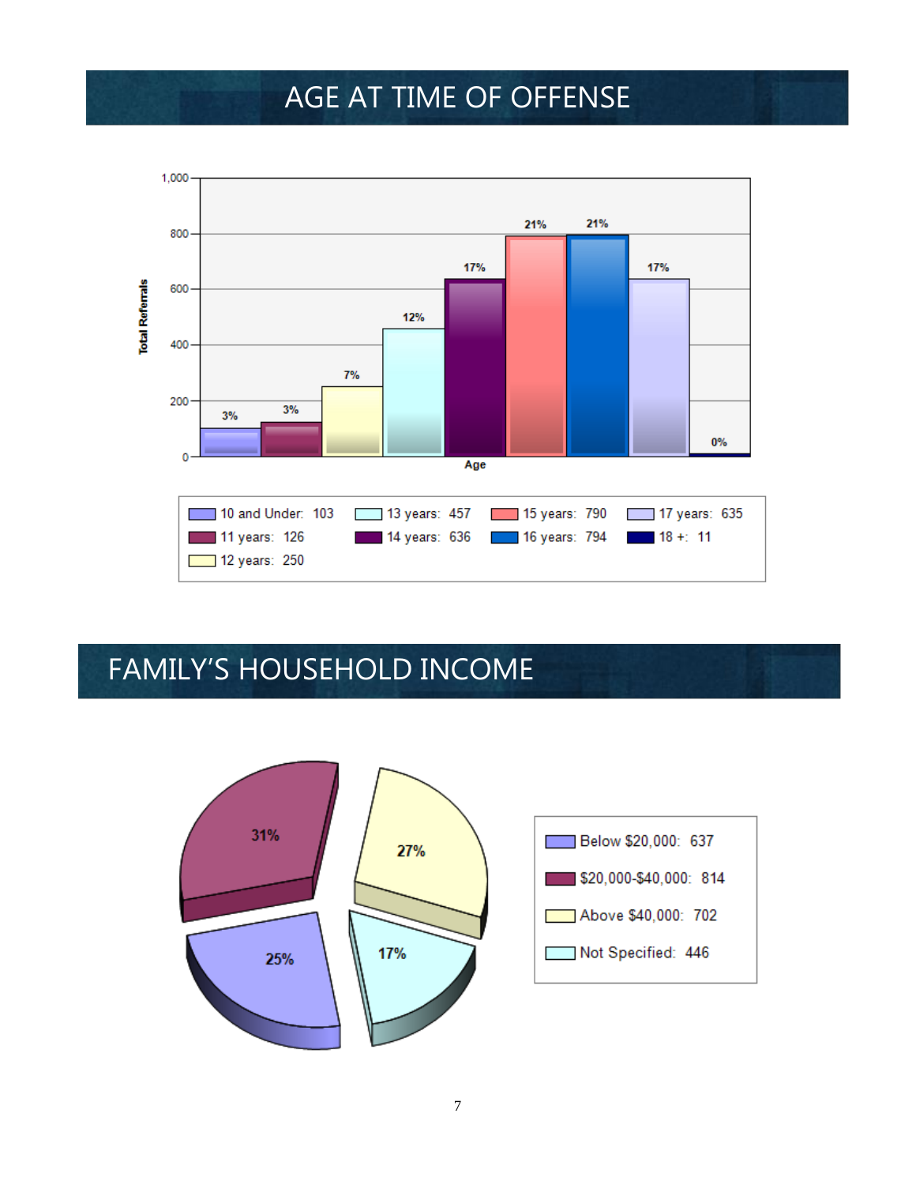## AGE AT TIME OF OFFENSE

| Age | Total Referrals | Percent |
|---|---|---|
| 10 and Under | 103 | 3% |
| 11 years | 126 | 3% |
| 12 years | 250 | 7% |
| 13 years | 457 | 12% |
| 14 years | 636 | 17% |
| 15 years | 790 | 21% |
| 16 years | 794 | 21% |
| 17 years | 635 | 17% |
| 18 + | 11 | 0% |

## FAMILY'S HOUSEHOLD INCOME

| Income | Count | Percent |
|---|---|---|
| Below $20,000 | 637 | 25% |
| $20,000-$40,000 | 814 | 31% |
| Above $40,000 | 702 | 27% |
| Not Specified | 446 | 17% |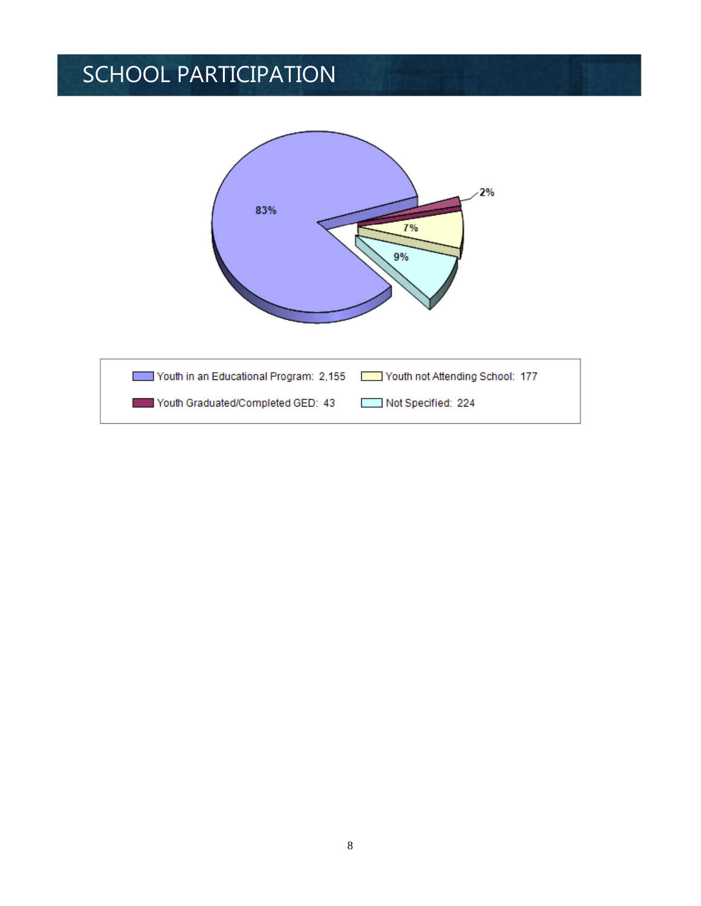# SCHOOL PARTICIPATION

83%

2%

7%

9%

Youth in an Educational Program: 2,155
Youth not Attending School: 177
Youth Graduated/Completed GED: 43
Not Specified: 224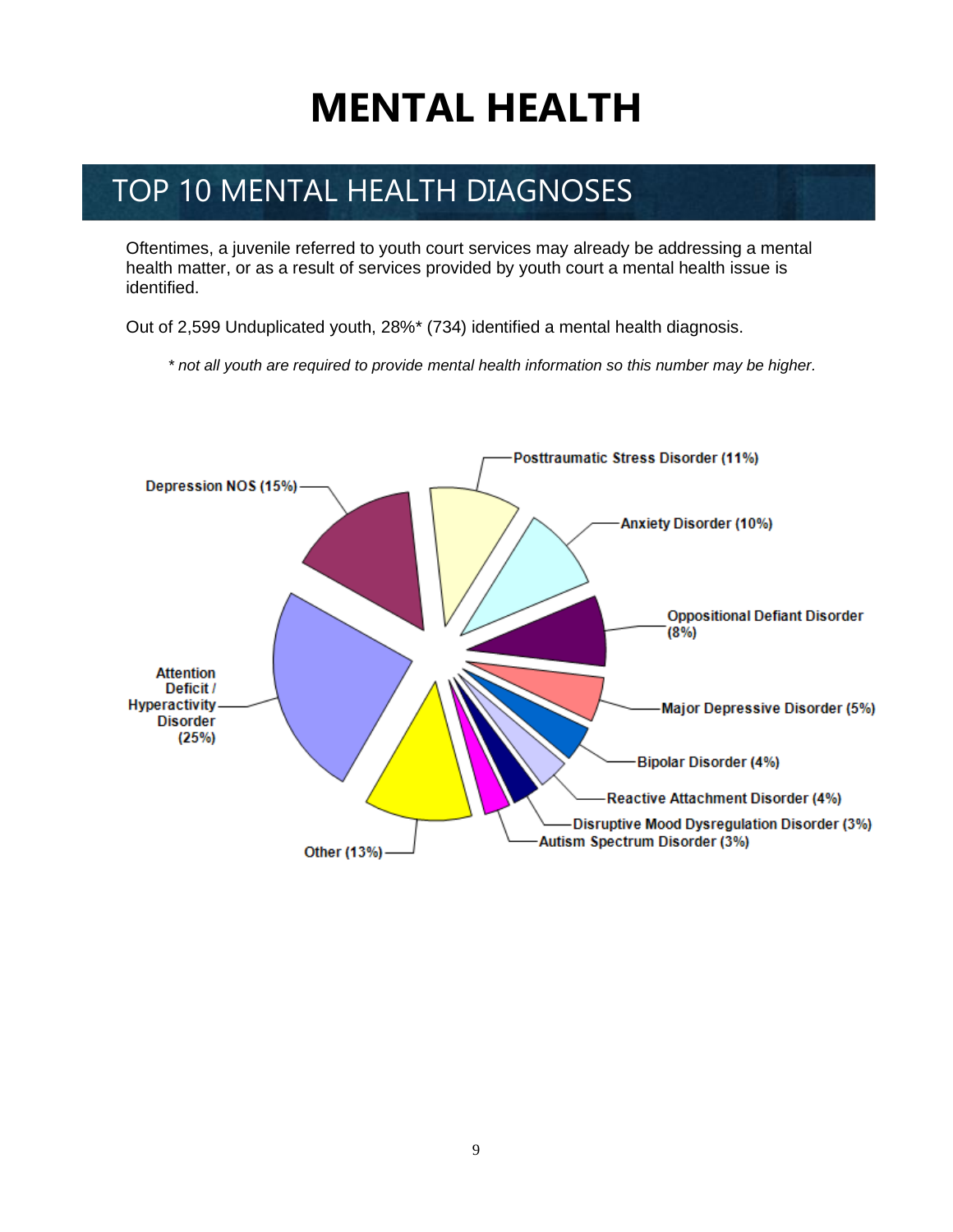# MENTAL HEALTH

## TOP 10 MENTAL HEALTH DIAGNOSES

Oftentimes, a juvenile referred to youth court services may already be addressing a mental health matter, or as a result of services provided by youth court a mental health issue is identified.

Out of 2,599 Unduplicated youth, 28%* (734) identified a mental health diagnosis.

*\* not all youth are required to provide mental health information so this number may be higher.*

- Attention Deficit / Hyperactivity Disorder (25%)
- Depression NOS (15%)
- Posttraumatic Stress Disorder (11%)
- Anxiety Disorder (10%)
- Oppositional Defiant Disorder (8%)
- Major Depressive Disorder (5%)
- Bipolar Disorder (4%)
- Reactive Attachment Disorder (4%)
- Disruptive Mood Dysregulation Disorder (3%)
- Autism Spectrum Disorder (3%)
- Other (13%)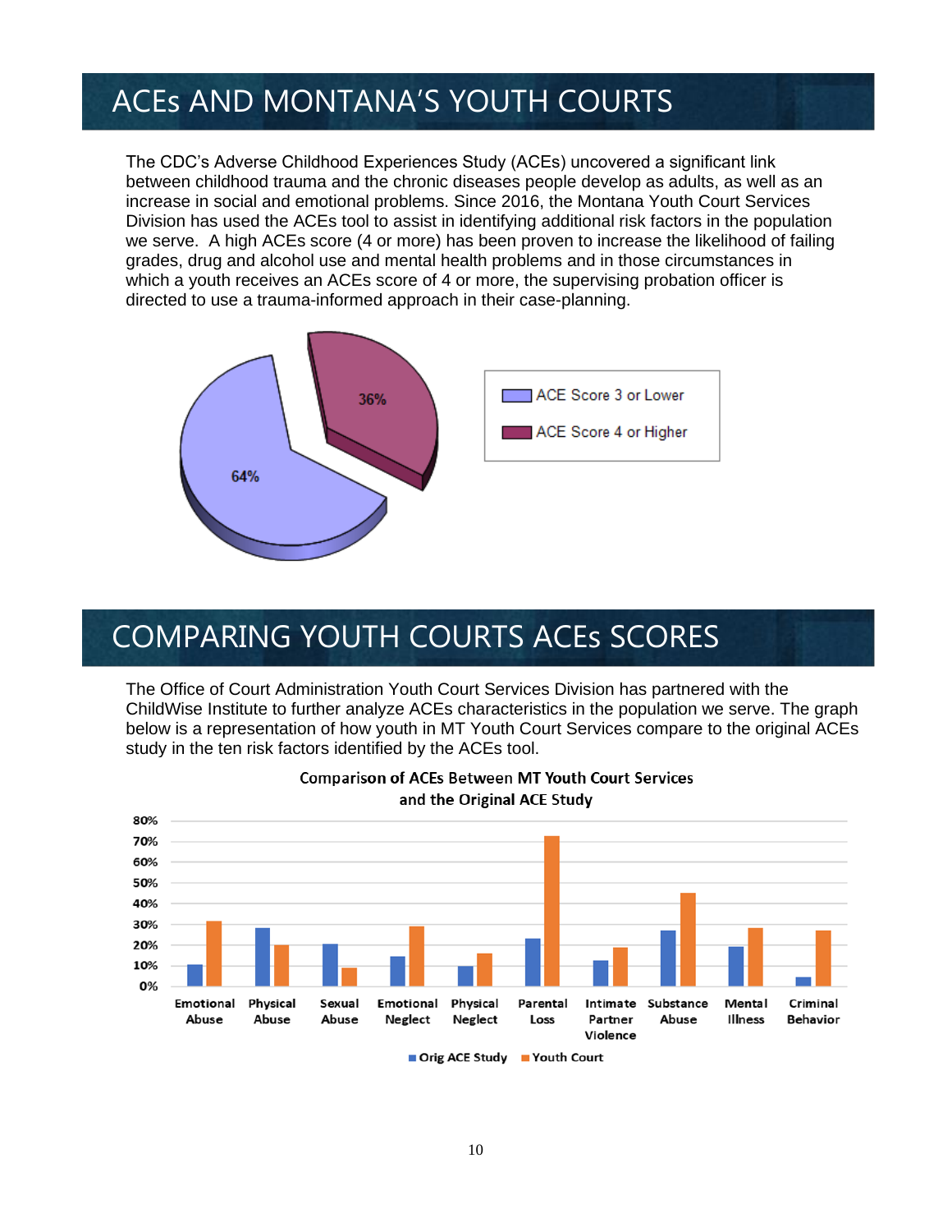# ACEs AND MONTANA'S YOUTH COURTS

The CDC's Adverse Childhood Experiences Study (ACEs) uncovered a significant link between childhood trauma and the chronic diseases people develop as adults, as well as an increase in social and emotional problems. Since 2016, the Montana Youth Court Services Division has used the ACEs tool to assist in identifying additional risk factors in the population we serve. A high ACEs score (4 or more) has been proven to increase the likelihood of failing grades, drug and alcohol use and mental health problems and in those circumstances in which a youth receives an ACEs score of 4 or more, the supervising probation officer is directed to use a trauma-informed approach in their case-planning.

| ACE Score | Percent |
| --- | --- |
| ACE Score 3 or Lower | 64% |
| ACE Score 4 or Higher | 36% |

# COMPARING YOUTH COURTS ACEs SCORES

The Office of Court Administration Youth Court Services Division has partnered with the ChildWise Institute to further analyze ACEs characteristics in the population we serve. The graph below is a representation of how youth in MT Youth Court Services compare to the original ACEs study in the ten risk factors identified by the ACEs tool.

**Comparison of ACEs Between MT Youth Court Services and the Original ACE Study**

Categories: Emotional Abuse, Physical Abuse, Sexual Abuse, Emotional Neglect, Physical Neglect, Parental Loss, Intimate Partner Violence, Substance Abuse, Mental Illness, Criminal Behavior

Legend: Orig ACE Study, Youth Court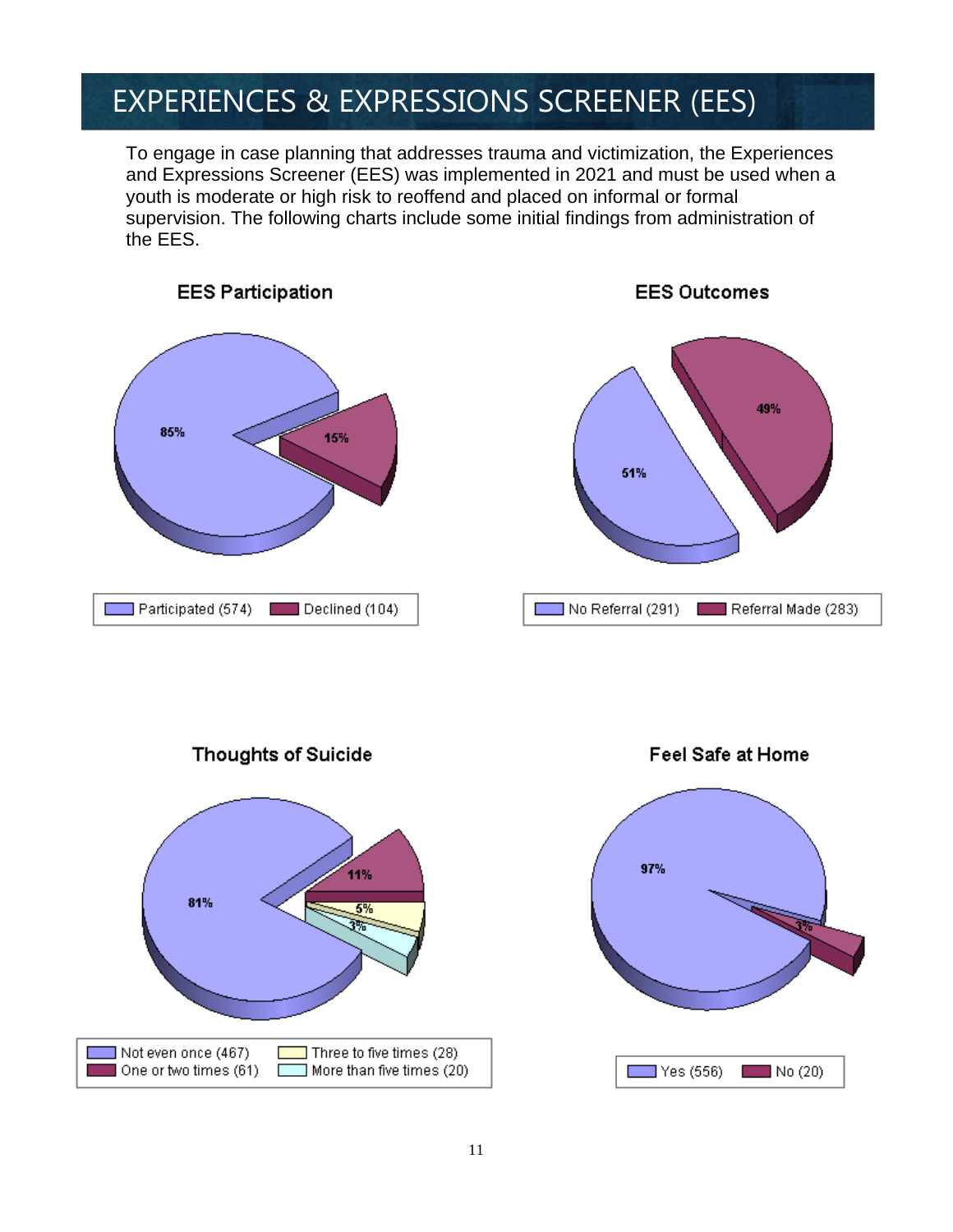# EXPERIENCES & EXPRESSIONS SCREENER (EES)

To engage in case planning that addresses trauma and victimization, the Experiences and Expressions Screener (EES) was implemented in 2021 and must be used when a youth is moderate or high risk to reoffend and placed on informal or formal supervision. The following charts include some initial findings from administration of the EES.

### EES Participation

| Category | Count | Percent |
|---|---|---|
| Participated | 574 | 85% |
| Declined | 104 | 15% |

### EES Outcomes

| Category | Count | Percent |
|---|---|---|
| No Referral | 291 | 51% |
| Referral Made | 283 | 49% |

### Thoughts of Suicide

| Category | Count | Percent |
|---|---|---|
| Not even once | 467 | 81% |
| One or two times | 61 | 11% |
| Three to five times | 28 | 5% |
| More than five times | 20 | 3% |

### Feel Safe at Home

| Category | Count | Percent |
|---|---|---|
| Yes | 556 | 97% |
| No | 20 | 3% |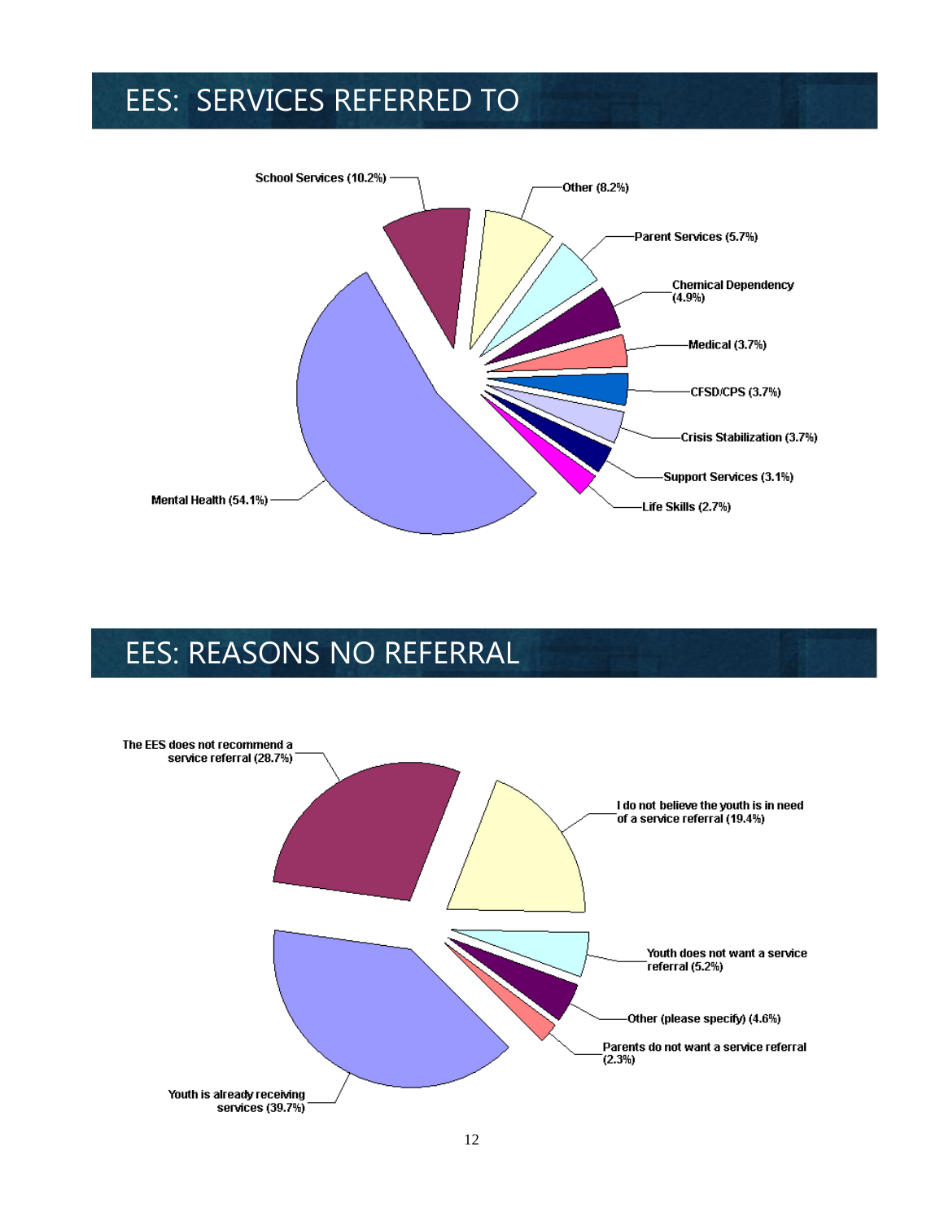# EES: SERVICES REFERRED TO

School Services (10.2%)

Other (8.2%)

Parent Services (5.7%)

Chemical Dependency (4.9%)

Medical (3.7%)

CFSD/CPS (3.7%)

Crisis Stabilization (3.7%)

Support Services (3.1%)

Life Skills (2.7%)

Mental Health (54.1%)

# EES: REASONS NO REFERRAL

The EES does not recommend a service referral (28.7%)

I do not believe the youth is in need of a service referral (19.4%)

Youth does not want a service referral (5.2%)

Other (please specify) (4.6%)

Parents do not want a service referral (2.3%)

Youth is already receiving services (39.7%)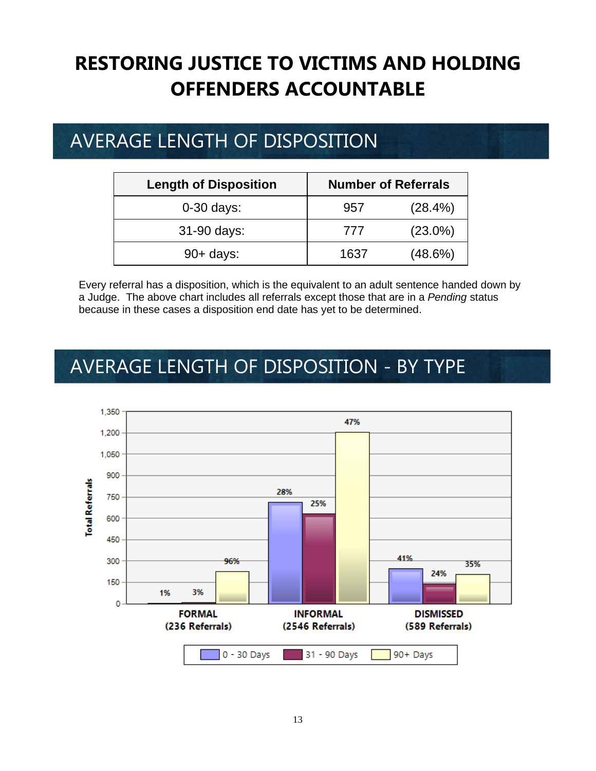# RESTORING JUSTICE TO VICTIMS AND HOLDING OFFENDERS ACCOUNTABLE

## AVERAGE LENGTH OF DISPOSITION

| Length of Disposition | Number of Referrals | |
|---|---|---|
| 0-30 days: | 957 | (28.4%) |
| 31-90 days: | 777 | (23.0%) |
| 90+ days: | 1637 | (48.6%) |

Every referral has a disposition, which is the equivalent to an adult sentence handed down by a Judge. The above chart includes all referrals except those that are in a *Pending* status because in these cases a disposition end date has yet to be determined.

## AVERAGE LENGTH OF DISPOSITION - BY TYPE

| Type | 0 - 30 Days | 31 - 90 Days | 90+ Days |
|---|---|---|---|
| FORMAL (236 Referrals) | 1% | 3% | 96% |
| INFORMAL (2546 Referrals) | 28% | 25% | 47% |
| DISMISSED (589 Referrals) | 41% | 24% | 35% |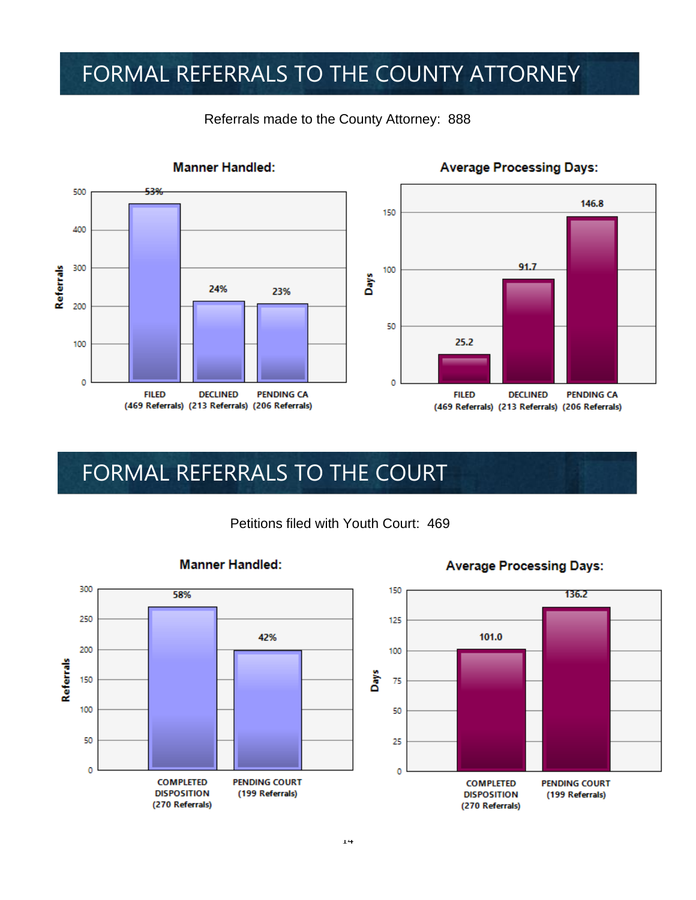# FORMAL REFERRALS TO THE COUNTY ATTORNEY

Referrals made to the County Attorney: 888

**Manner Handled:**

| | FILED (469 Referrals) | DECLINED (213 Referrals) | PENDING CA (206 Referrals) |
|---|---|---|---|
| Referrals | 53% | 24% | 23% |

**Average Processing Days:**

| | FILED (469 Referrals) | DECLINED (213 Referrals) | PENDING CA (206 Referrals) |
|---|---|---|---|
| Days | 25.2 | 91.7 | 146.8 |

# FORMAL REFERRALS TO THE COURT

Petitions filed with Youth Court: 469

**Manner Handled:**

| | COMPLETED DISPOSITION (270 Referrals) | PENDING COURT (199 Referrals) |
|---|---|---|
| Referrals | 58% | 42% |

**Average Processing Days:**

| | COMPLETED DISPOSITION (270 Referrals) | PENDING COURT (199 Referrals) |
|---|---|---|
| Days | 101.0 | 136.2 |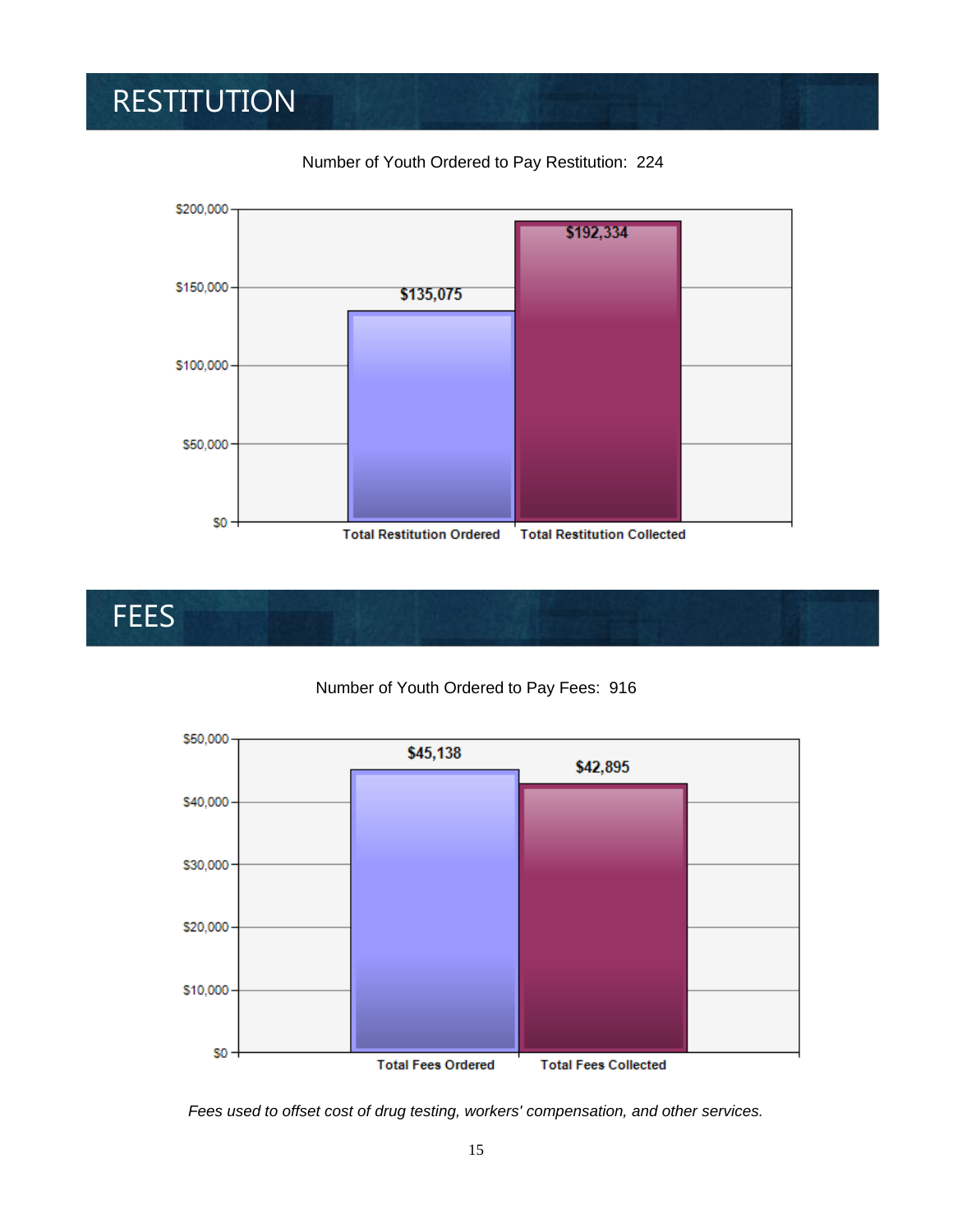# RESTITUTION

Number of Youth Ordered to Pay Restitution: 224

| Category | Amount |
|---|---|
| Total Restitution Ordered | $135,075 |
| Total Restitution Collected | $192,334 |

# FEES

Number of Youth Ordered to Pay Fees: 916

| Category | Amount |
|---|---|
| Total Fees Ordered | $45,138 |
| Total Fees Collected | $42,895 |

*Fees used to offset cost of drug testing, workers' compensation, and other services.*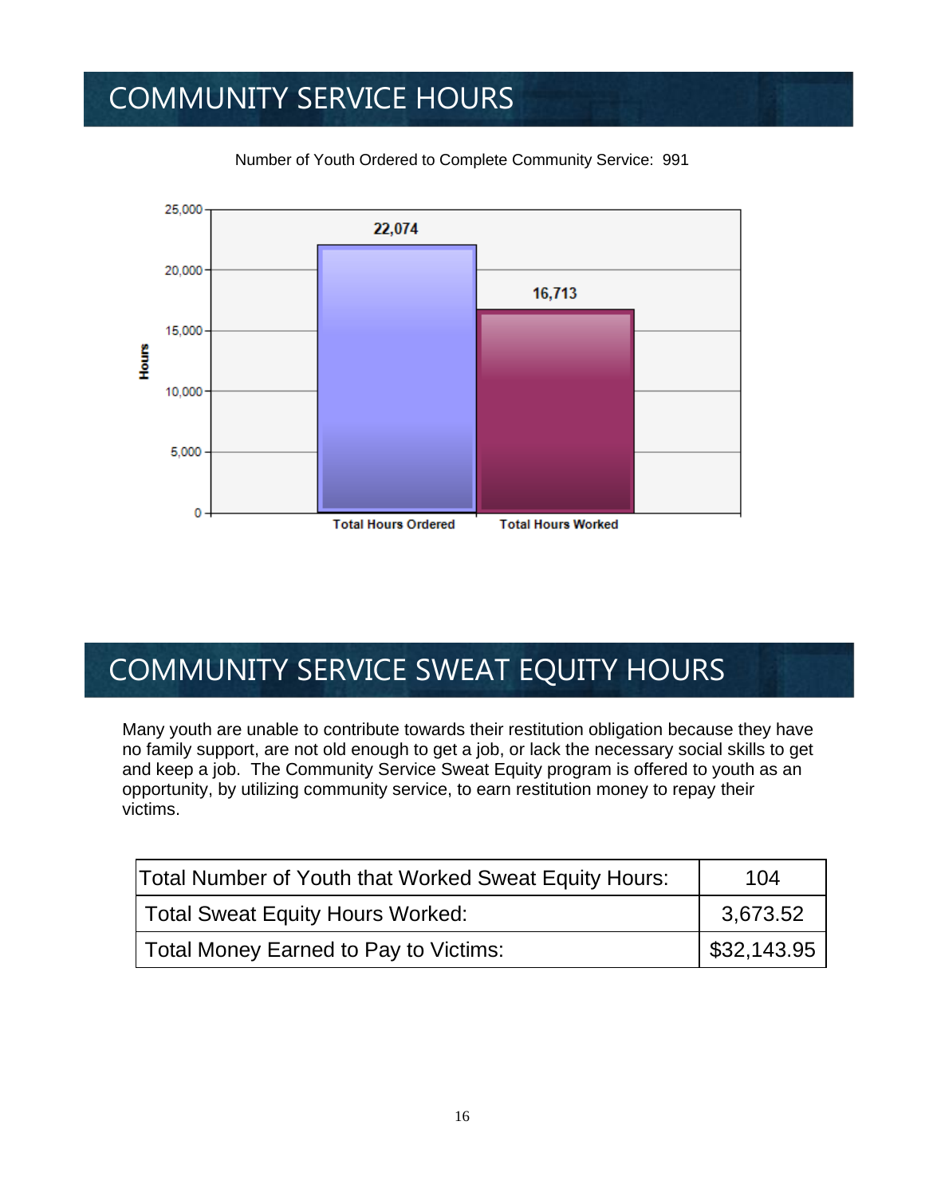# COMMUNITY SERVICE HOURS

Number of Youth Ordered to Complete Community Service: 991

| | Hours |
|---|---|
| Total Hours Ordered | 22,074 |
| Total Hours Worked | 16,713 |

# COMMUNITY SERVICE SWEAT EQUITY HOURS

Many youth are unable to contribute towards their restitution obligation because they have no family support, are not old enough to get a job, or lack the necessary social skills to get and keep a job. The Community Service Sweat Equity program is offered to youth as an opportunity, by utilizing community service, to earn restitution money to repay their victims.

| | |
|---|---|
| Total Number of Youth that Worked Sweat Equity Hours: | 104 |
| Total Sweat Equity Hours Worked: | 3,673.52 |
| Total Money Earned to Pay to Victims: | $32,143.95 |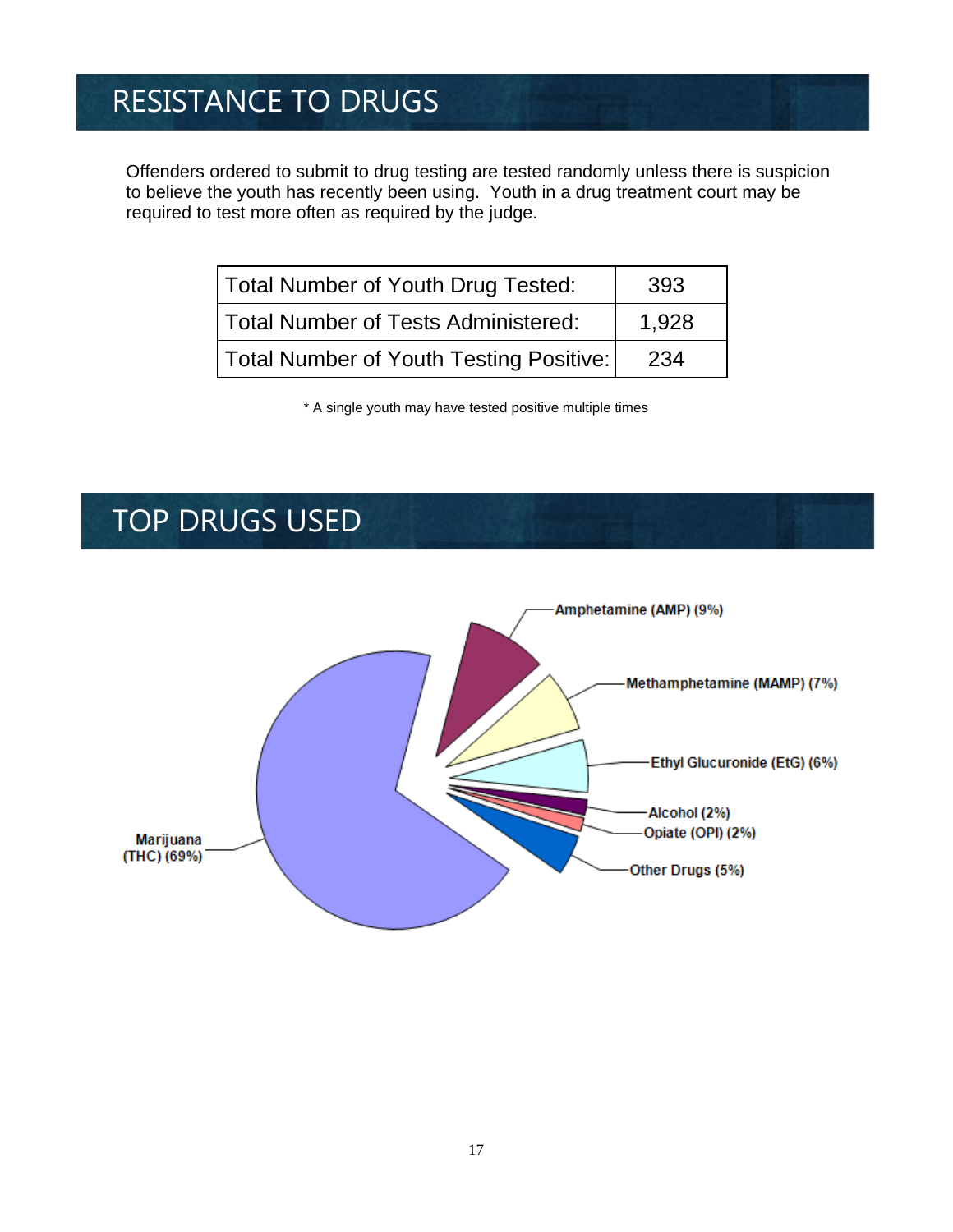# RESISTANCE TO DRUGS

Offenders ordered to submit to drug testing are tested randomly unless there is suspicion to believe the youth has recently been using. Youth in a drug treatment court may be required to test more often as required by the judge.

| Total Number of Youth Drug Tested: | 393 |
|---|---|
| Total Number of Tests Administered: | 1,928 |
| Total Number of Youth Testing Positive: | 234 |

* A single youth may have tested positive multiple times

# TOP DRUGS USED

Amphetamine (AMP) (9%)

Methamphetamine (MAMP) (7%)

Ethyl Glucuronide (EtG) (6%)

Alcohol (2%)

Opiate (OPI) (2%)

Other Drugs (5%)

Marijuana (THC) (69%)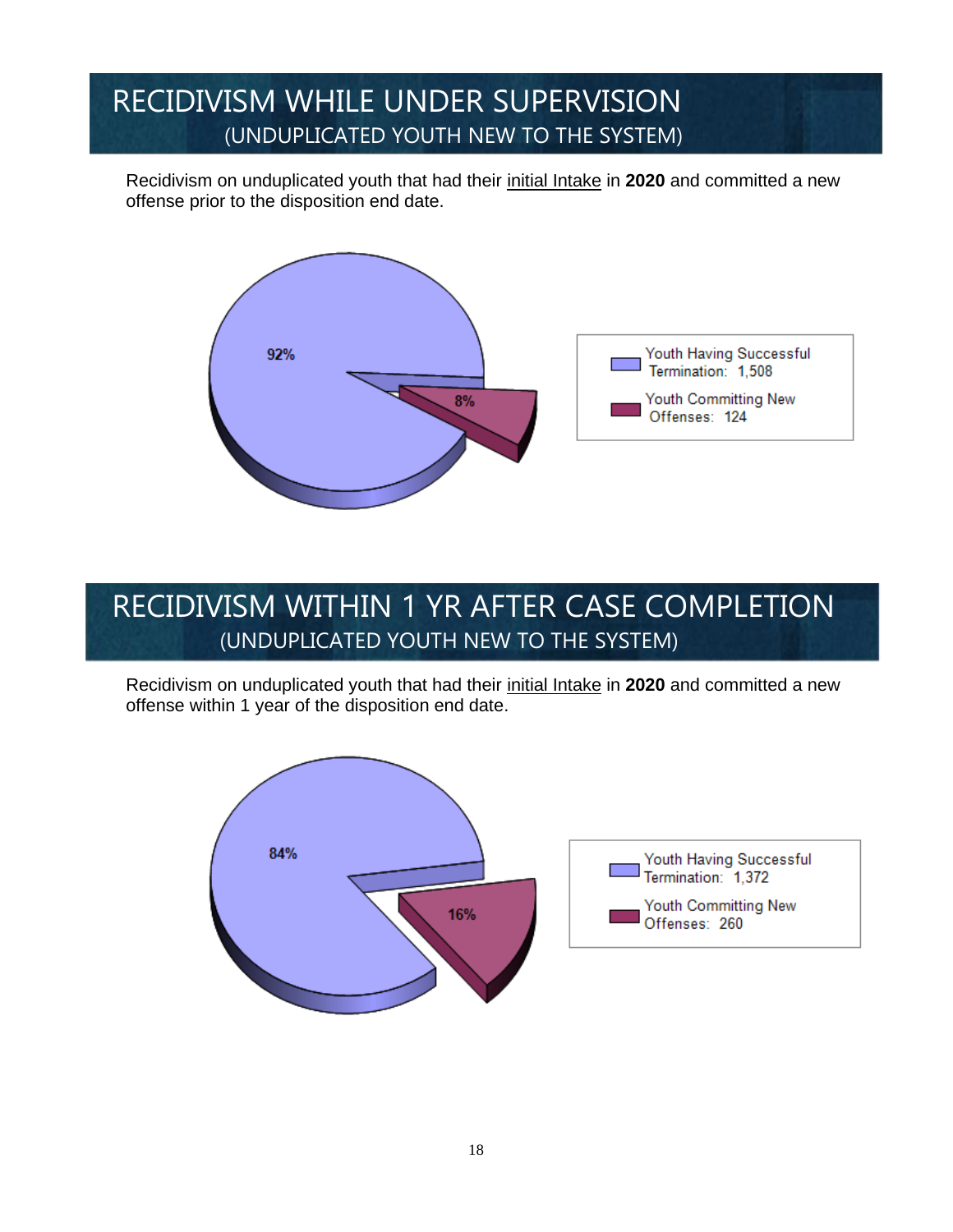# RECIDIVISM WHILE UNDER SUPERVISION

## (UNDUPLICATED YOUTH NEW TO THE SYSTEM)

Recidivism on unduplicated youth that had their initial Intake in **2020** and committed a new offense prior to the disposition end date.

92%

8%

Youth Having Successful Termination: 1,508

Youth Committing New Offenses: 124

# RECIDIVISM WITHIN 1 YR AFTER CASE COMPLETION

## (UNDUPLICATED YOUTH NEW TO THE SYSTEM)

Recidivism on unduplicated youth that had their initial Intake in **2020** and committed a new offense within 1 year of the disposition end date.

84%

16%

Youth Having Successful Termination: 1,372

Youth Committing New Offenses: 260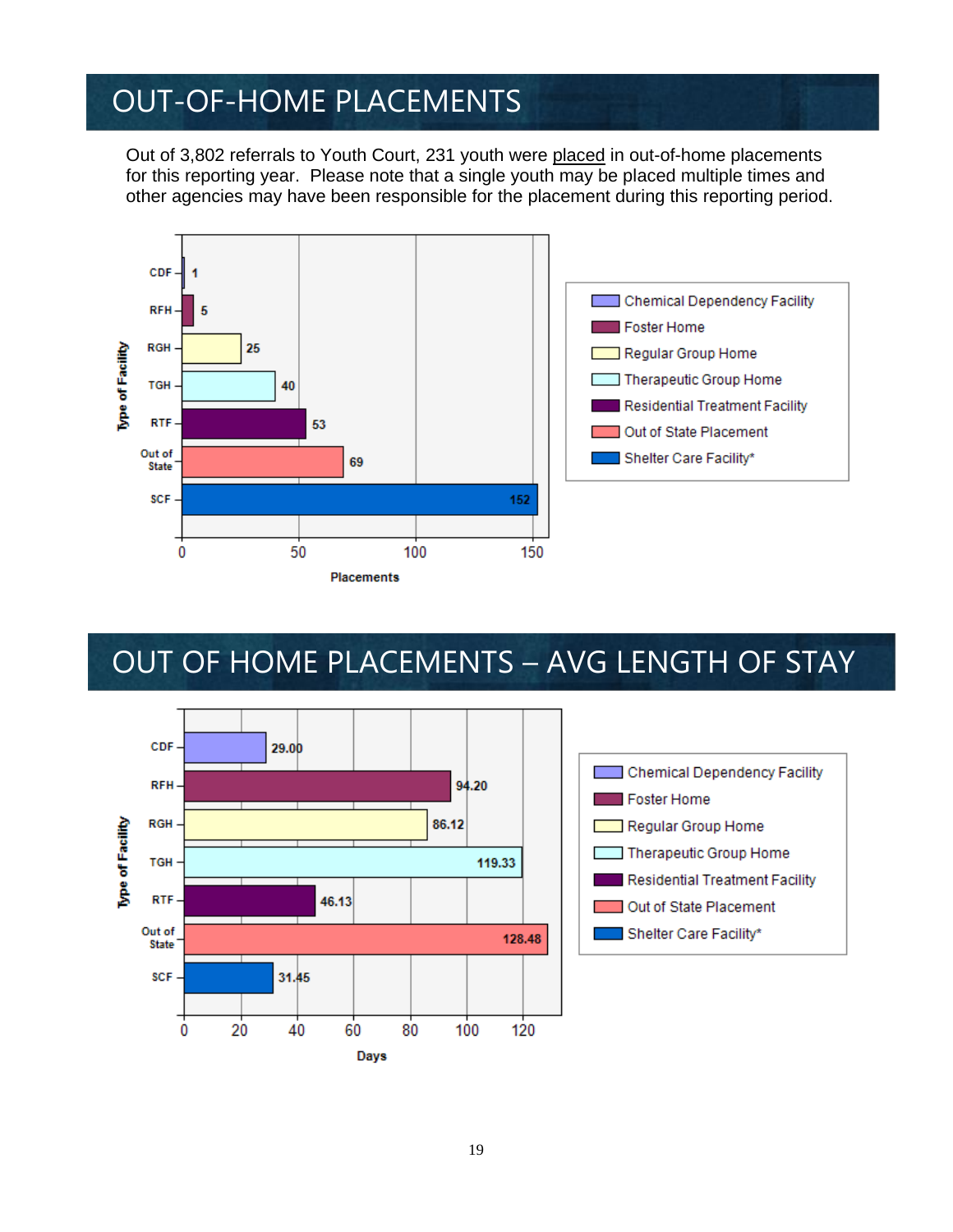# OUT-OF-HOME PLACEMENTS

Out of 3,802 referrals to Youth Court, 231 youth were placed in out-of-home placements for this reporting year. Please note that a single youth may be placed multiple times and other agencies may have been responsible for the placement during this reporting period.

| Type of Facility | Placements |
|---|---|
| CDF (Chemical Dependency Facility) | 1 |
| RFH (Foster Home) | 5 |
| RGH (Regular Group Home) | 25 |
| TGH (Therapeutic Group Home) | 40 |
| RTF (Residential Treatment Facility) | 53 |
| Out of State (Out of State Placement) | 69 |
| SCF (Shelter Care Facility*) | 152 |

# OUT OF HOME PLACEMENTS – AVG LENGTH OF STAY

| Type of Facility | Days |
|---|---|
| CDF (Chemical Dependency Facility) | 29.00 |
| RFH (Foster Home) | 94.20 |
| RGH (Regular Group Home) | 86.12 |
| TGH (Therapeutic Group Home) | 119.33 |
| RTF (Residential Treatment Facility) | 46.13 |
| Out of State (Out of State Placement) | 128.48 |
| SCF (Shelter Care Facility*) | 31.45 |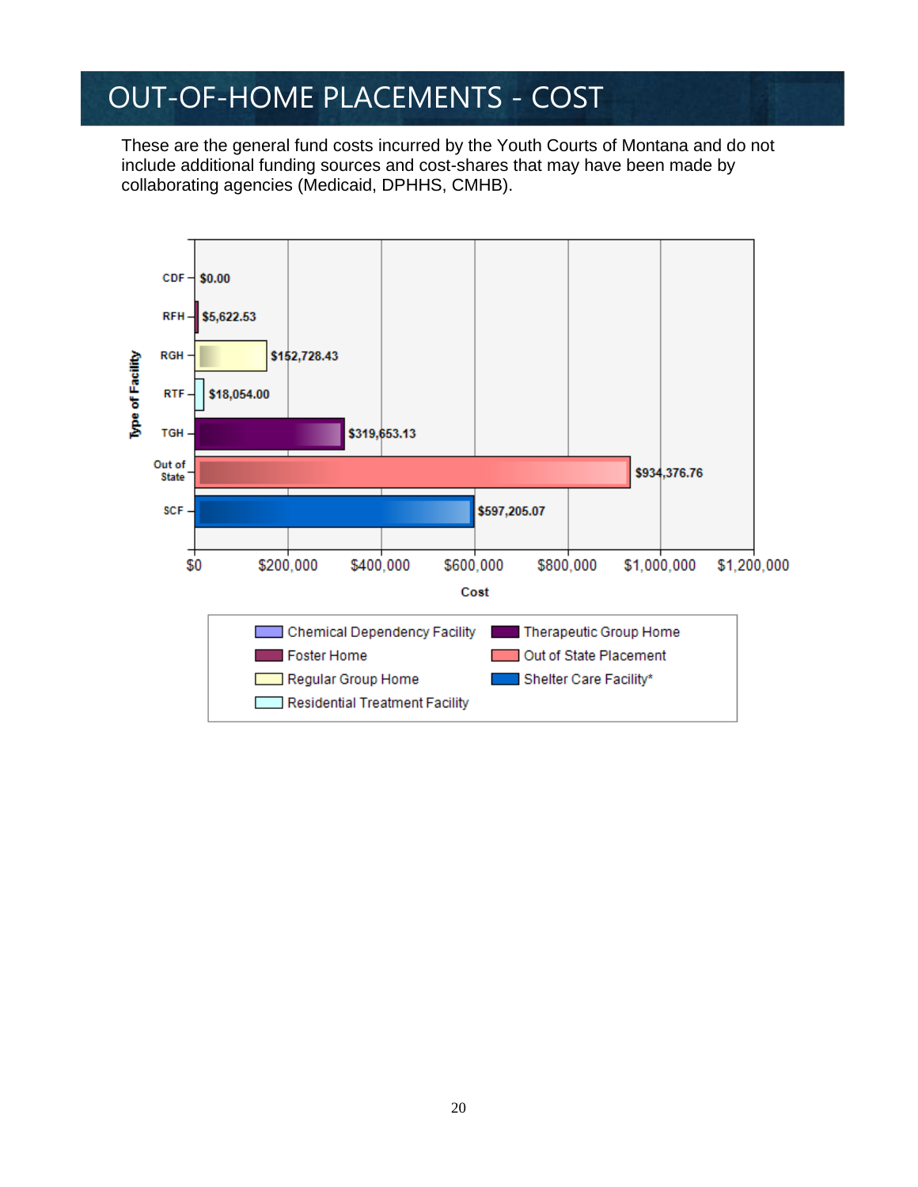# OUT-OF-HOME PLACEMENTS - COST

These are the general fund costs incurred by the Youth Courts of Montana and do not include additional funding sources and cost-shares that may have been made by collaborating agencies (Medicaid, DPHHS, CMHB).

| Type of Facility | Cost |
|---|---|
| CDF | $0.00 |
| RFH | $5,622.53 |
| RGH | $152,728.43 |
| RTF | $18,054.00 |
| TGH | $319,653.13 |
| Out of State | $934,376.76 |
| SCF | $597,205.07 |

- Chemical Dependency Facility
- Foster Home
- Regular Group Home
- Residential Treatment Facility
- Therapeutic Group Home
- Out of State Placement
- Shelter Care Facility*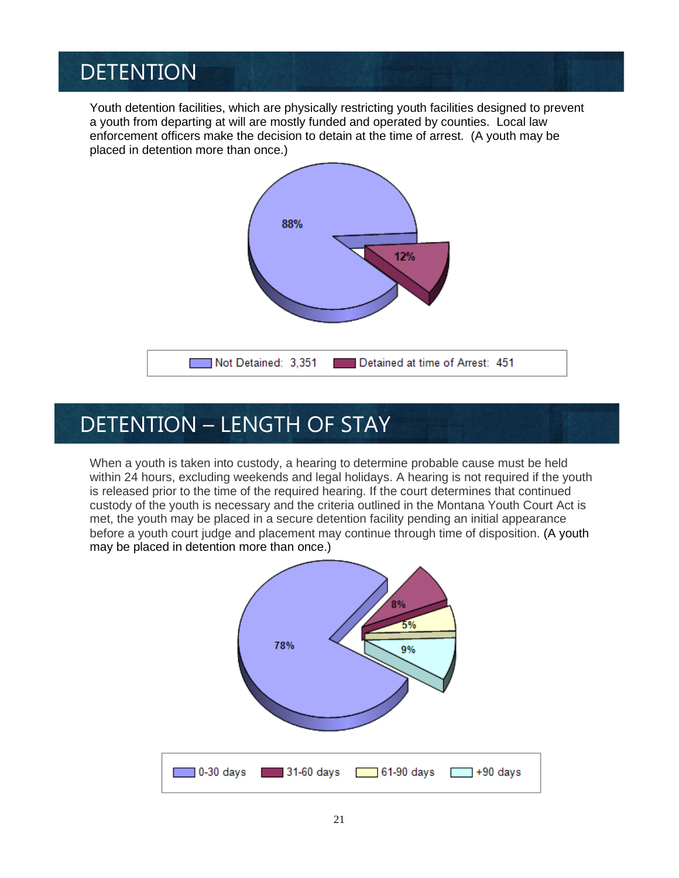# DETENTION

Youth detention facilities, which are physically restricting youth facilities designed to prevent a youth from departing at will are mostly funded and operated by counties. Local law enforcement officers make the decision to detain at the time of arrest. (A youth may be placed in detention more than once.)

88%

12%

Not Detained: 3,351 | Detained at time of Arrest: 451

# DETENTION – LENGTH OF STAY

When a youth is taken into custody, a hearing to determine probable cause must be held within 24 hours, excluding weekends and legal holidays. A hearing is not required if the youth is released prior to the time of the required hearing. If the court determines that continued custody of the youth is necessary and the criteria outlined in the Montana Youth Court Act is met, the youth may be placed in a secure detention facility pending an initial appearance before a youth court judge and placement may continue through time of disposition. (A youth may be placed in detention more than once.)

78%

8%

5%

9%

0-30 days | 31-60 days | 61-90 days | +90 days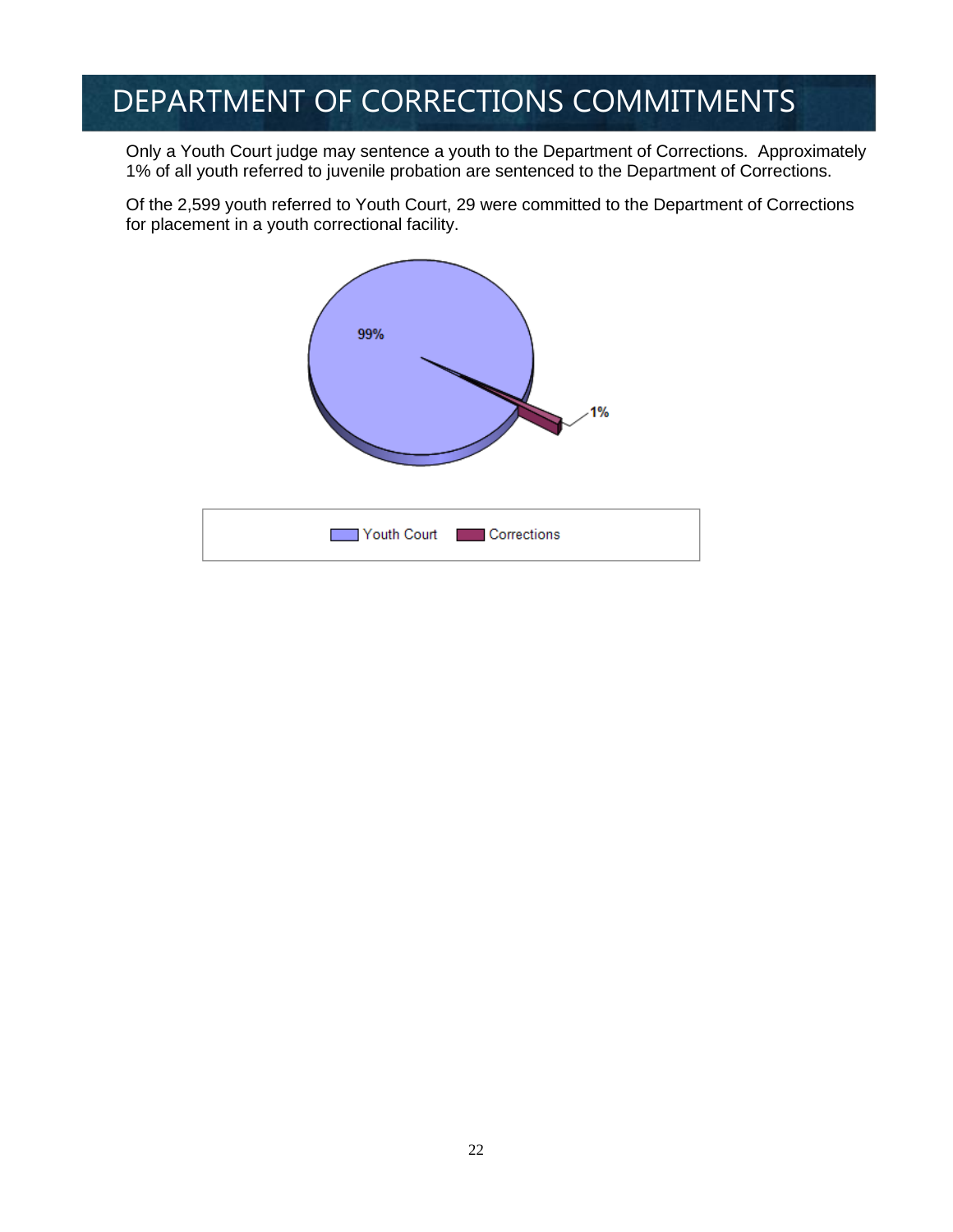# DEPARTMENT OF CORRECTIONS COMMITMENTS

Only a Youth Court judge may sentence a youth to the Department of Corrections. Approximately 1% of all youth referred to juvenile probation are sentenced to the Department of Corrections.

Of the 2,599 youth referred to Youth Court, 29 were committed to the Department of Corrections for placement in a youth correctional facility.

99%

1%

Youth Court Corrections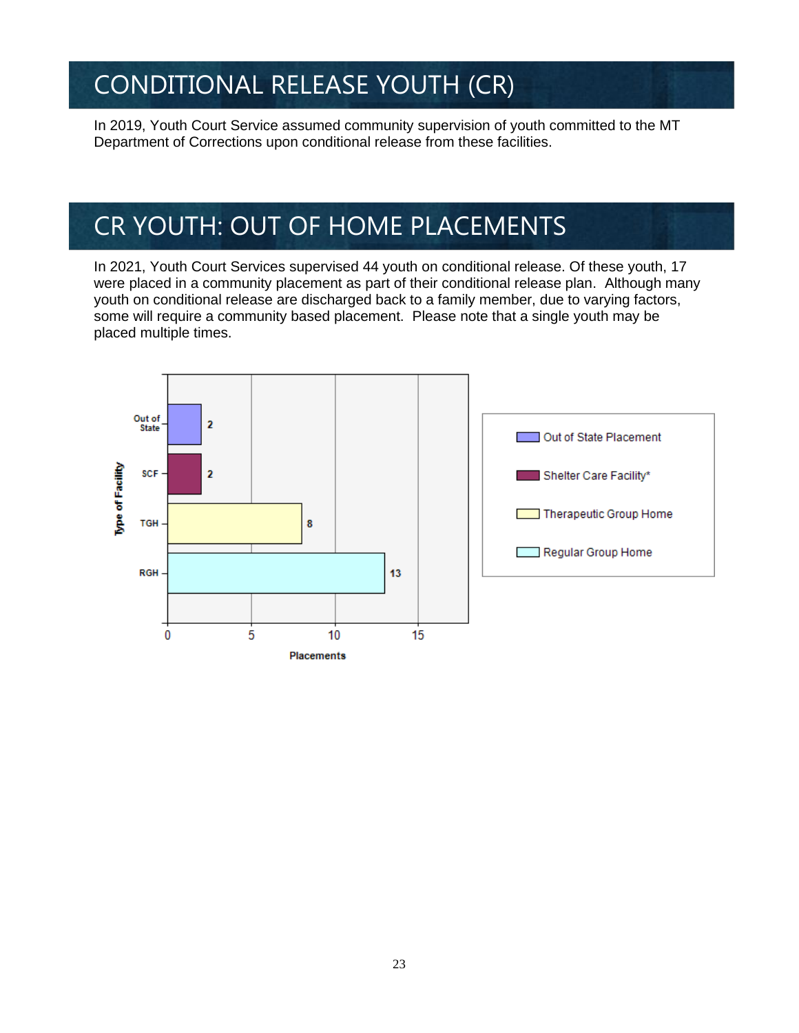# CONDITIONAL RELEASE YOUTH (CR)

In 2019, Youth Court Service assumed community supervision of youth committed to the MT Department of Corrections upon conditional release from these facilities.

# CR YOUTH: OUT OF HOME PLACEMENTS

In 2021, Youth Court Services supervised 44 youth on conditional release. Of these youth, 17 were placed in a community placement as part of their conditional release plan. Although many youth on conditional release are discharged back to a family member, due to varying factors, some will require a community based placement. Please note that a single youth may be placed multiple times.

| Type of Facility | Placements |
|---|---|
| Out of State (Out of State Placement) | 2 |
| SCF (Shelter Care Facility*) | 2 |
| TGH (Therapeutic Group Home) | 8 |
| RGH (Regular Group Home) | 13 |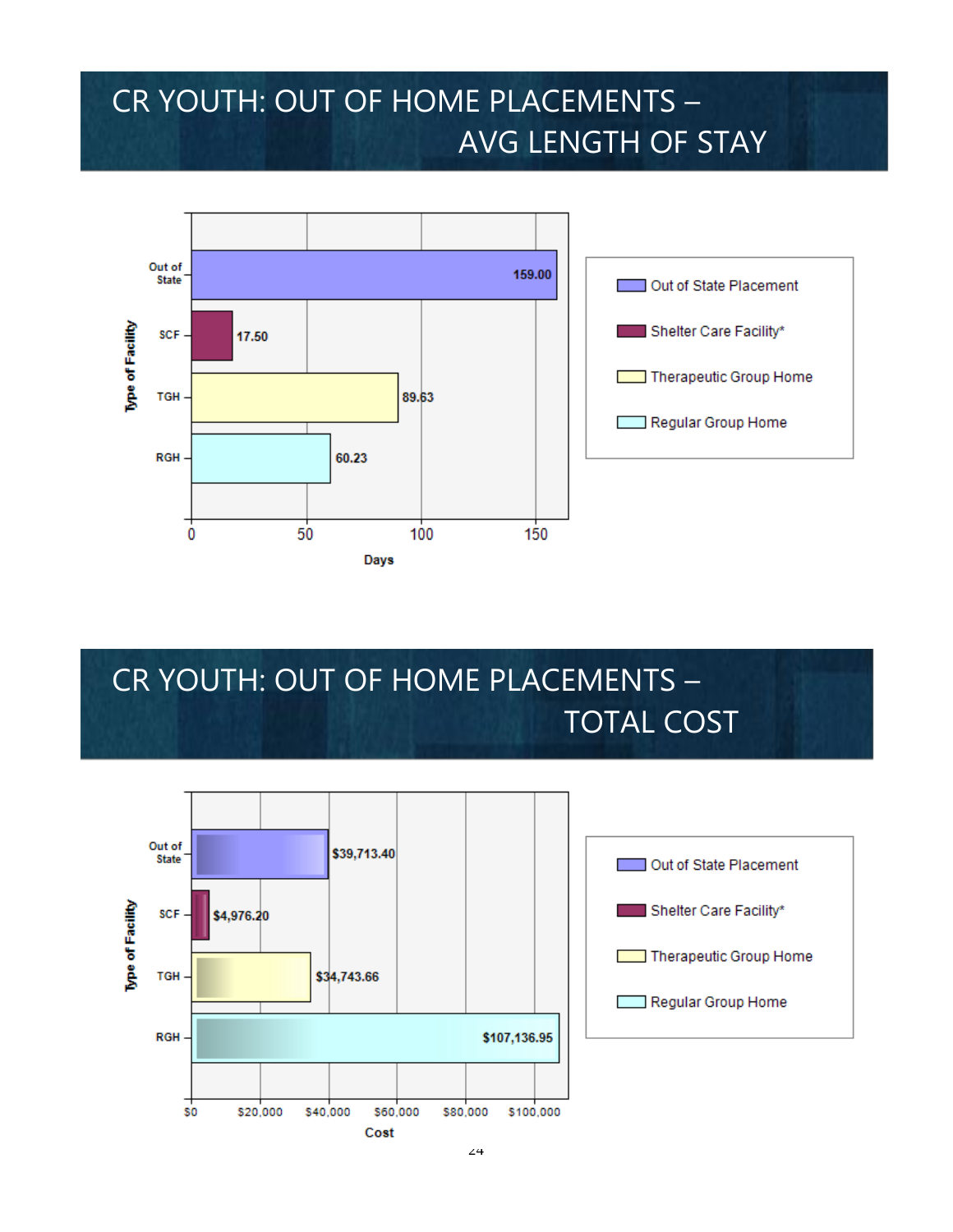# CR YOUTH: OUT OF HOME PLACEMENTS – AVG LENGTH OF STAY

| Type of Facility | Days |
|---|---|
| Out of State (Out of State Placement) | 159.00 |
| SCF (Shelter Care Facility*) | 17.50 |
| TGH (Therapeutic Group Home) | 89.63 |
| RGH (Regular Group Home) | 60.23 |

# CR YOUTH: OUT OF HOME PLACEMENTS – TOTAL COST

| Type of Facility | Cost |
|---|---|
| Out of State (Out of State Placement) | $39,713.40 |
| SCF (Shelter Care Facility*) | $4,976.20 |
| TGH (Therapeutic Group Home) | $34,743.66 |
| RGH (Regular Group Home) | $107,136.95 |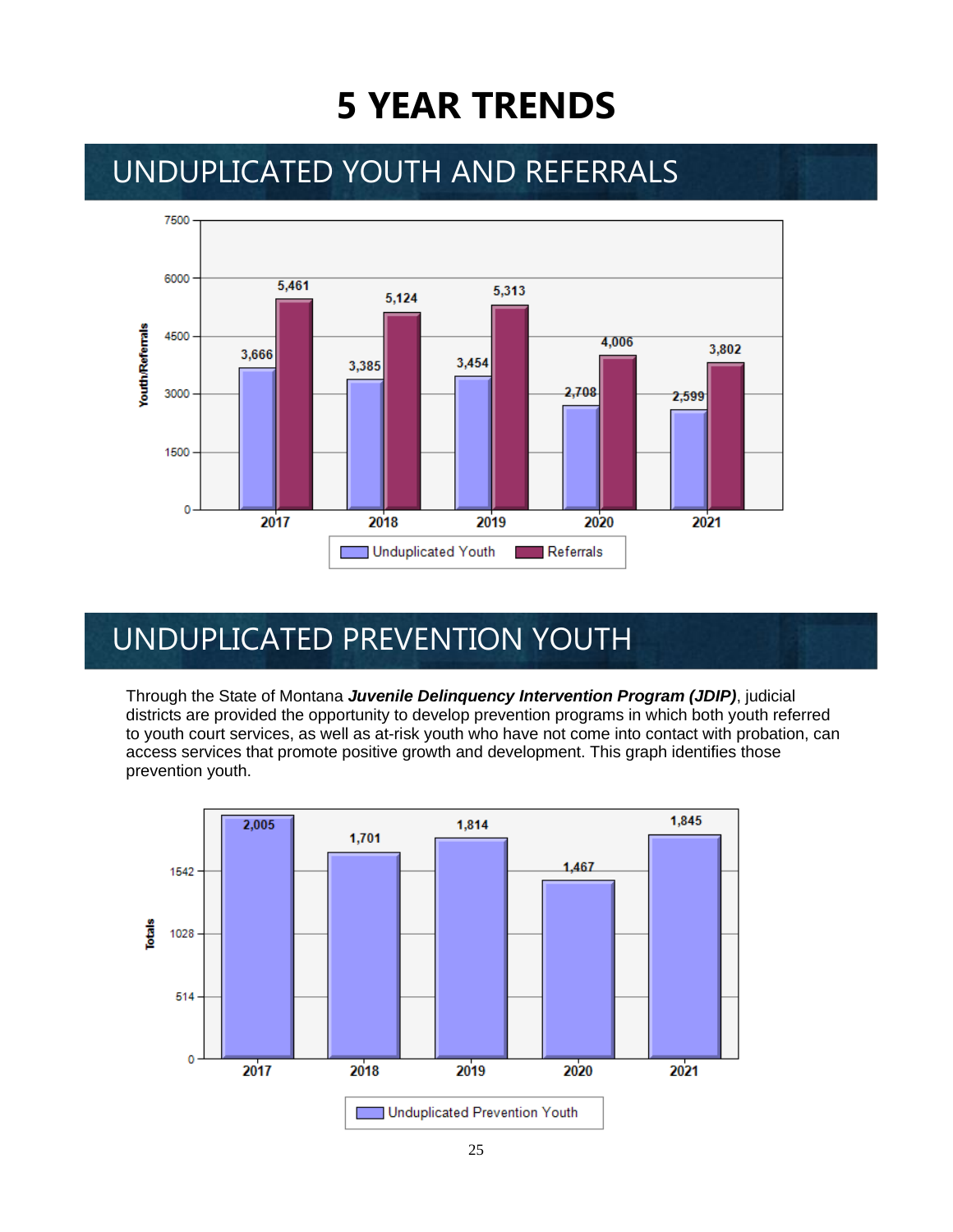# 5 YEAR TRENDS

## UNDUPLICATED YOUTH AND REFERRALS

| Year | Unduplicated Youth | Referrals |
|---|---|---|
| 2017 | 3,666 | 5,461 |
| 2018 | 3,385 | 5,124 |
| 2019 | 3,454 | 5,313 |
| 2020 | 2,708 | 4,006 |
| 2021 | 2,599 | 3,802 |

## UNDUPLICATED PREVENTION YOUTH

Through the State of Montana ***Juvenile Delinquency Intervention Program (JDIP)***, judicial districts are provided the opportunity to develop prevention programs in which both youth referred to youth court services, as well as at-risk youth who have not come into contact with probation, can access services that promote positive growth and development. This graph identifies those prevention youth.

| Year | Unduplicated Prevention Youth |
|---|---|
| 2017 | 2,005 |
| 2018 | 1,701 |
| 2019 | 1,814 |
| 2020 | 1,467 |
| 2021 | 1,845 |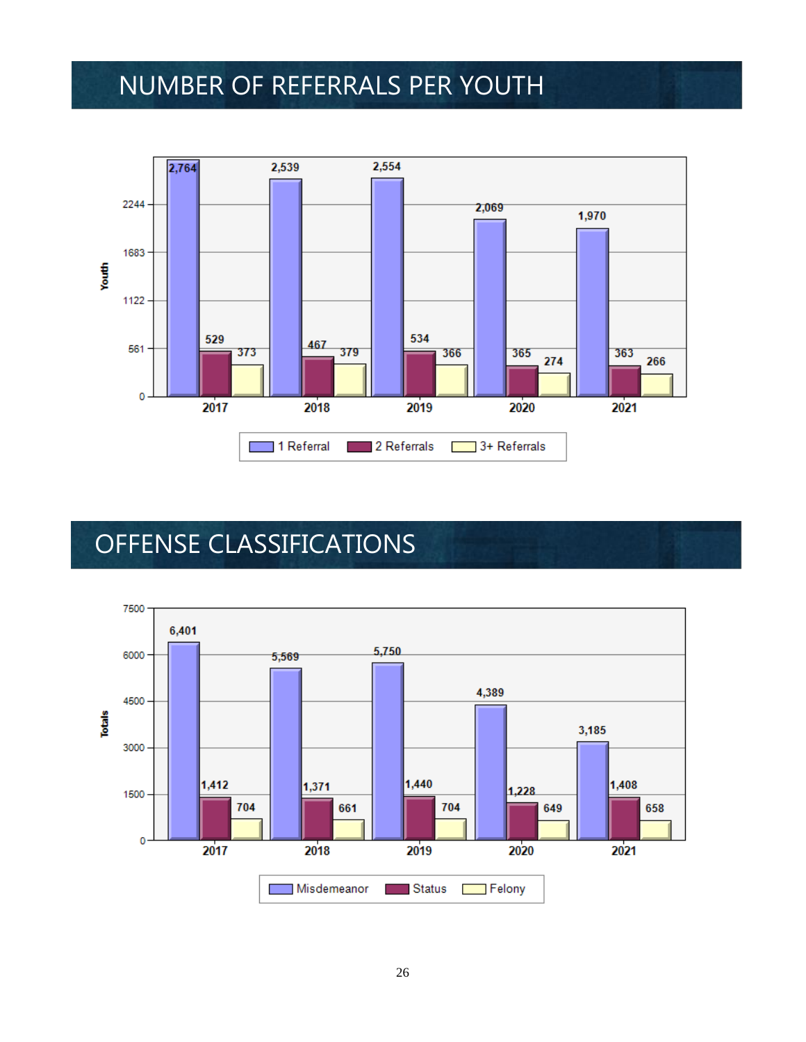# NUMBER OF REFERRALS PER YOUTH

| Year | 1 Referral | 2 Referrals | 3+ Referrals |
| --- | --- | --- | --- |
| 2017 | 2,764 | 529 | 373 |
| 2018 | 2,539 | 467 | 379 |
| 2019 | 2,554 | 534 | 366 |
| 2020 | 2,069 | 365 | 274 |
| 2021 | 1,970 | 363 | 266 |

# OFFENSE CLASSIFICATIONS

| Year | Misdemeanor | Status | Felony |
| --- | --- | --- | --- |
| 2017 | 6,401 | 1,412 | 704 |
| 2018 | 5,569 | 1,371 | 661 |
| 2019 | 5,750 | 1,440 | 704 |
| 2020 | 4,389 | 1,228 | 649 |
| 2021 | 3,185 | 1,408 | 658 |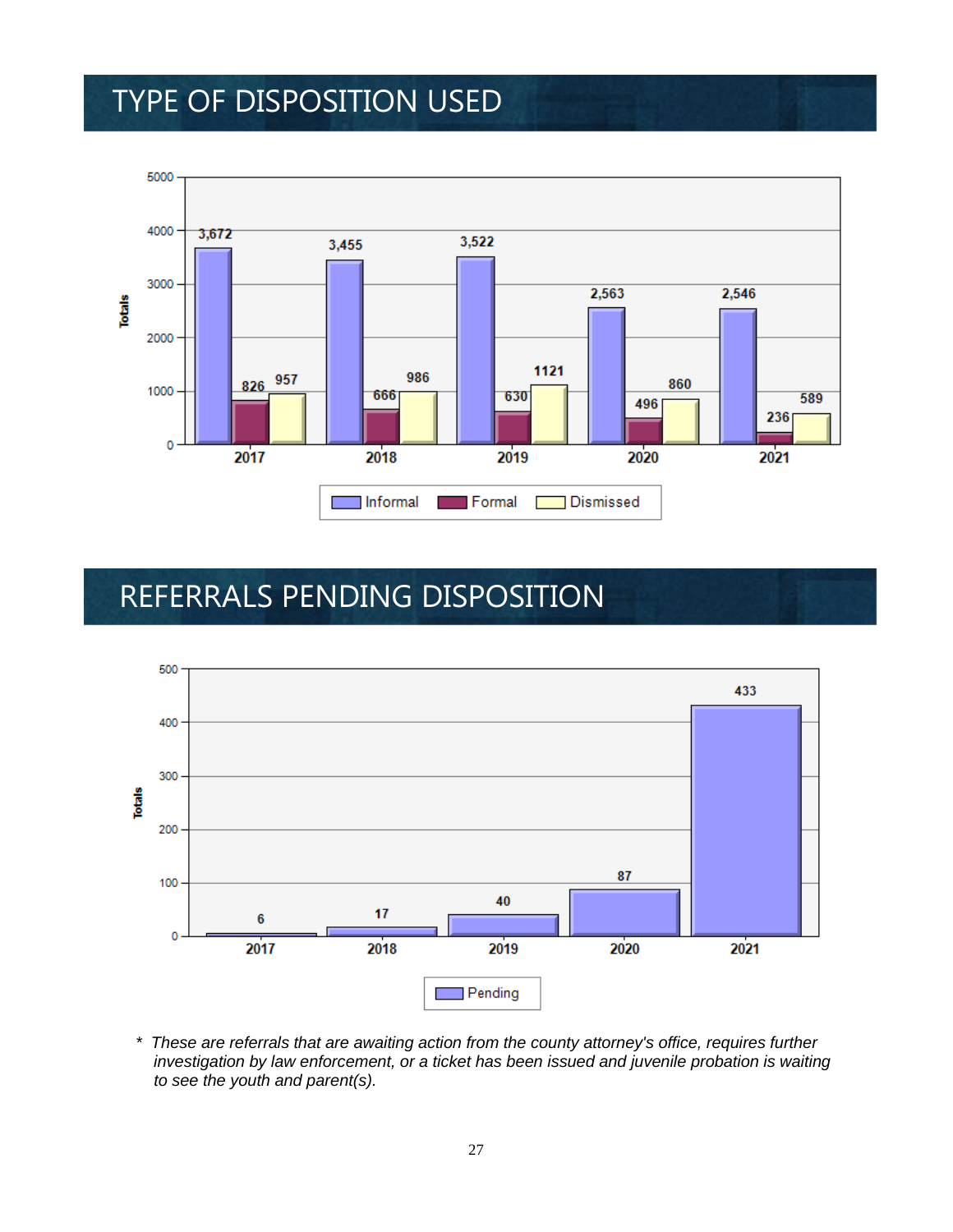# TYPE OF DISPOSITION USED

| Year | Informal | Formal | Dismissed |
|---|---|---|---|
| 2017 | 3,672 | 826 | 957 |
| 2018 | 3,455 | 666 | 986 |
| 2019 | 3,522 | 630 | 1121 |
| 2020 | 2,563 | 496 | 860 |
| 2021 | 2,546 | 236 | 589 |

# REFERRALS PENDING DISPOSITION

| Year | Pending |
|---|---|
| 2017 | 6 |
| 2018 | 17 |
| 2019 | 40 |
| 2020 | 87 |
| 2021 | 433 |

* *These are referrals that are awaiting action from the county attorney's office, requires further investigation by law enforcement, or a ticket has been issued and juvenile probation is waiting to see the youth and parent(s).*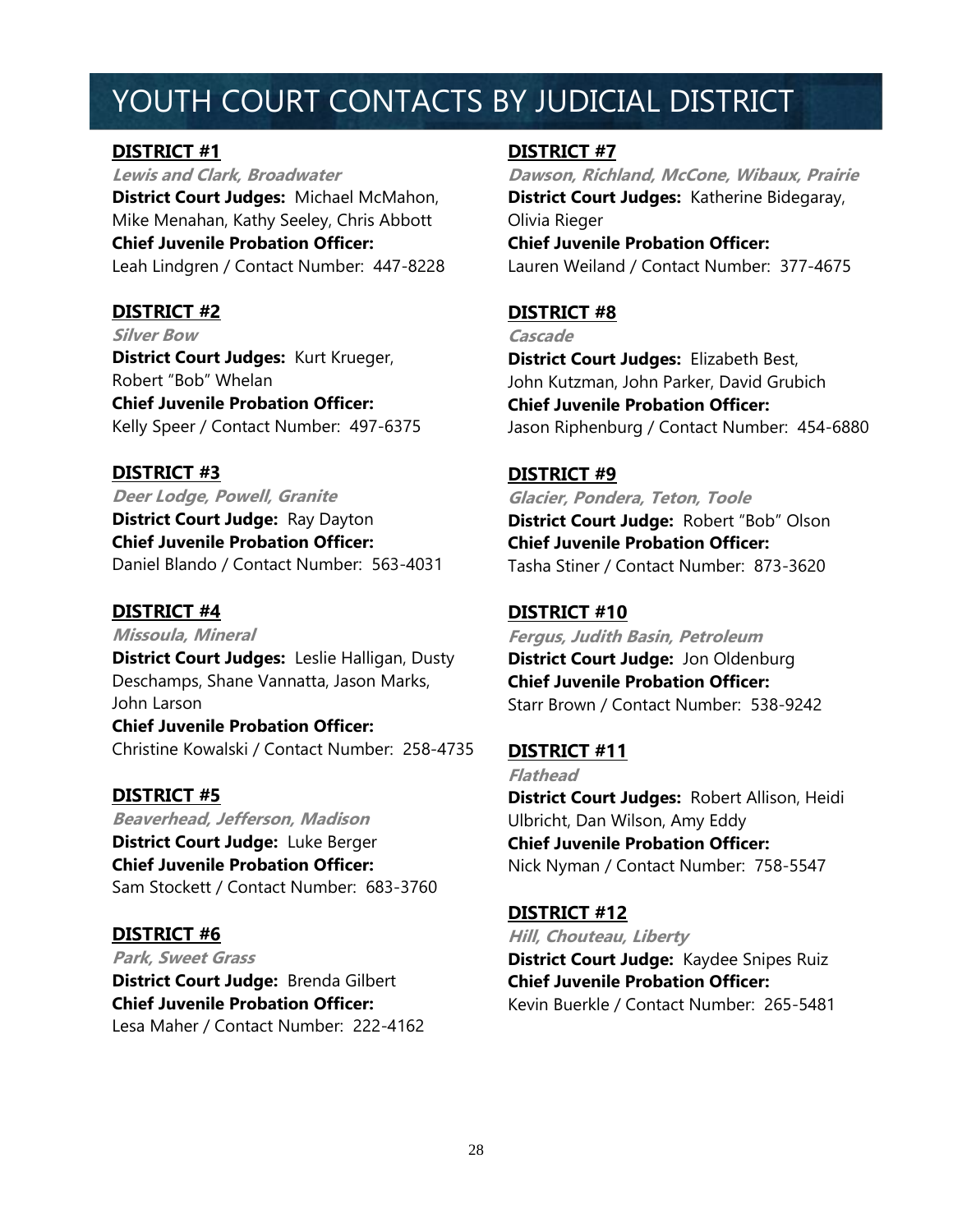# YOUTH COURT CONTACTS BY JUDICIAL DISTRICT

### DISTRICT #1

***Lewis and Clark, Broadwater***

**District Court Judges:** Michael McMahon, Mike Menahan, Kathy Seeley, Chris Abbott

**Chief Juvenile Probation Officer:**
Leah Lindgren / Contact Number: 447-8228

### DISTRICT #2

***Silver Bow***

**District Court Judges:** Kurt Krueger, Robert "Bob" Whelan

**Chief Juvenile Probation Officer:**
Kelly Speer / Contact Number: 497-6375

### DISTRICT #3

***Deer Lodge, Powell, Granite***

**District Court Judge:** Ray Dayton

**Chief Juvenile Probation Officer:**
Daniel Blando / Contact Number: 563-4031

### DISTRICT #4

***Missoula, Mineral***

**District Court Judges:** Leslie Halligan, Dusty Deschamps, Shane Vannatta, Jason Marks, John Larson

**Chief Juvenile Probation Officer:**
Christine Kowalski / Contact Number: 258-4735

### DISTRICT #5

***Beaverhead, Jefferson, Madison***

**District Court Judge:** Luke Berger

**Chief Juvenile Probation Officer:**
Sam Stockett / Contact Number: 683-3760

### DISTRICT #6

***Park, Sweet Grass***

**District Court Judge:** Brenda Gilbert

**Chief Juvenile Probation Officer:**
Lesa Maher / Contact Number: 222-4162

### DISTRICT #7

***Dawson, Richland, McCone, Wibaux, Prairie***

**District Court Judges:** Katherine Bidegaray, Olivia Rieger

**Chief Juvenile Probation Officer:**
Lauren Weiland / Contact Number: 377-4675

### DISTRICT #8

***Cascade***

**District Court Judges:** Elizabeth Best, John Kutzman, John Parker, David Grubich

**Chief Juvenile Probation Officer:**
Jason Riphenburg / Contact Number: 454-6880

### DISTRICT #9

***Glacier, Pondera, Teton, Toole***

**District Court Judge:** Robert "Bob" Olson

**Chief Juvenile Probation Officer:**
Tasha Stiner / Contact Number: 873-3620

### DISTRICT #10

***Fergus, Judith Basin, Petroleum***

**District Court Judge:** Jon Oldenburg

**Chief Juvenile Probation Officer:**
Starr Brown / Contact Number: 538-9242

### DISTRICT #11

***Flathead***

**District Court Judges:** Robert Allison, Heidi Ulbricht, Dan Wilson, Amy Eddy

**Chief Juvenile Probation Officer:**
Nick Nyman / Contact Number: 758-5547

### DISTRICT #12

***Hill, Chouteau, Liberty***

**District Court Judge:** Kaydee Snipes Ruiz

**Chief Juvenile Probation Officer:**
Kevin Buerkle / Contact Number: 265-5481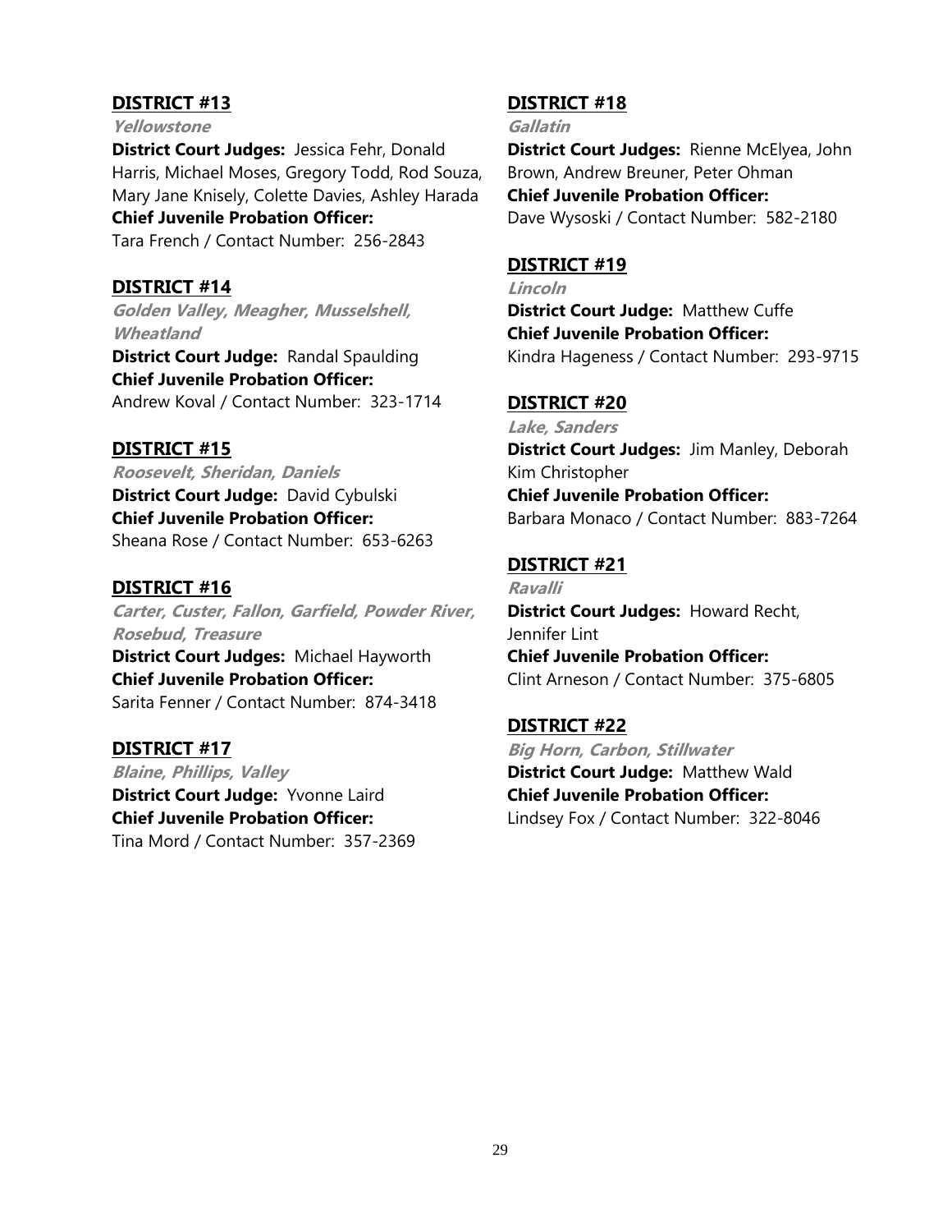## DISTRICT #13

***Yellowstone***

**District Court Judges:** Jessica Fehr, Donald Harris, Michael Moses, Gregory Todd, Rod Souza, Mary Jane Knisely, Colette Davies, Ashley Harada
**Chief Juvenile Probation Officer:**
Tara French / Contact Number: 256-2843

## DISTRICT #14

***Golden Valley, Meagher, Musselshell, Wheatland***

**District Court Judge:** Randal Spaulding
**Chief Juvenile Probation Officer:**
Andrew Koval / Contact Number: 323-1714

## DISTRICT #15

***Roosevelt, Sheridan, Daniels***

**District Court Judge:** David Cybulski
**Chief Juvenile Probation Officer:**
Sheana Rose / Contact Number: 653-6263

## DISTRICT #16

***Carter, Custer, Fallon, Garfield, Powder River, Rosebud, Treasure***

**District Court Judges:** Michael Hayworth
**Chief Juvenile Probation Officer:**
Sarita Fenner / Contact Number: 874-3418

## DISTRICT #17

***Blaine, Phillips, Valley***

**District Court Judge:** Yvonne Laird
**Chief Juvenile Probation Officer:**
Tina Mord / Contact Number: 357-2369

## DISTRICT #18

***Gallatin***

**District Court Judges:** Rienne McElyea, John Brown, Andrew Breuner, Peter Ohman
**Chief Juvenile Probation Officer:**
Dave Wysoski / Contact Number: 582-2180

## DISTRICT #19

***Lincoln***

**District Court Judge:** Matthew Cuffe
**Chief Juvenile Probation Officer:**
Kindra Hageness / Contact Number: 293-9715

## DISTRICT #20

***Lake, Sanders***

**District Court Judges:** Jim Manley, Deborah Kim Christopher
**Chief Juvenile Probation Officer:**
Barbara Monaco / Contact Number: 883-7264

## DISTRICT #21

***Ravalli***

**District Court Judges:** Howard Recht, Jennifer Lint
**Chief Juvenile Probation Officer:**
Clint Arneson / Contact Number: 375-6805

## DISTRICT #22

***Big Horn, Carbon, Stillwater***

**District Court Judge:** Matthew Wald
**Chief Juvenile Probation Officer:**
Lindsey Fox / Contact Number: 322-8046